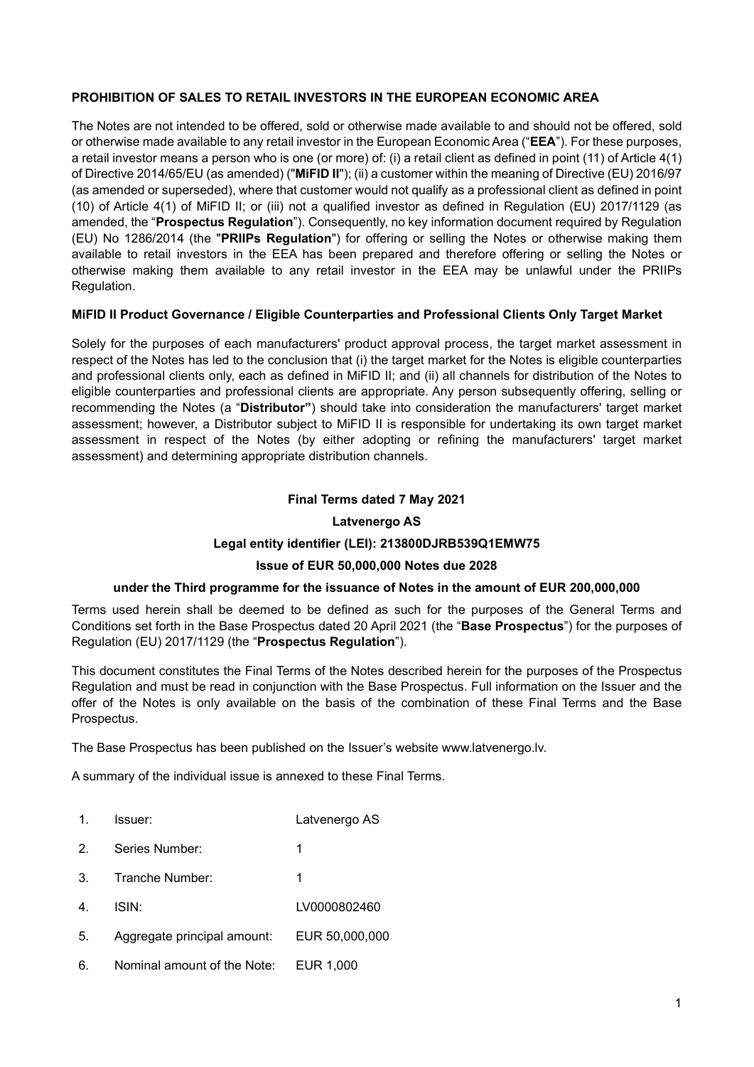**PROHIBITION OF SALES TO RETAIL INVESTORS IN THE EUROPEAN ECONOMIC AREA**

The Notes are not intended to be offered, sold or otherwise made available to and should not be offered, sold or otherwise made available to any retail investor in the European Economic Area ("**EEA**"). For these purposes, a retail investor means a person who is one (or more) of: (i) a retail client as defined in point (11) of Article 4(1) of Directive 2014/65/EU (as amended) ("**MiFID II**"); (ii) a customer within the meaning of Directive (EU) 2016/97 (as amended or superseded), where that customer would not qualify as a professional client as defined in point (10) of Article 4(1) of MiFID II; or (iii) not a qualified investor as defined in Regulation (EU) 2017/1129 (as amended, the "**Prospectus Regulation**"). Consequently, no key information document required by Regulation (EU) No 1286/2014 (the "**PRIIPs Regulation**") for offering or selling the Notes or otherwise making them available to retail investors in the EEA has been prepared and therefore offering or selling the Notes or otherwise making them available to any retail investor in the EEA may be unlawful under the PRIIPs Regulation.

**MiFID II Product Governance / Eligible Counterparties and Professional Clients Only Target Market**

Solely for the purposes of each manufacturers' product approval process, the target market assessment in respect of the Notes has led to the conclusion that (i) the target market for the Notes is eligible counterparties and professional clients only, each as defined in MiFID II; and (ii) all channels for distribution of the Notes to eligible counterparties and professional clients are appropriate. Any person subsequently offering, selling or recommending the Notes (a "**Distributor"**) should take into consideration the manufacturers' target market assessment; however, a Distributor subject to MiFID II is responsible for undertaking its own target market assessment in respect of the Notes (by either adopting or refining the manufacturers' target market assessment) and determining appropriate distribution channels.

**Final Terms dated 7 May 2021**

**Latvenergo AS**

**Legal entity identifier (LEI): 213800DJRB539Q1EMW75**

**Issue of EUR 50,000,000 Notes due 2028**

**under the Third programme for the issuance of Notes in the amount of EUR 200,000,000**

Terms used herein shall be deemed to be defined as such for the purposes of the General Terms and Conditions set forth in the Base Prospectus dated 20 April 2021 (the "**Base Prospectus**") for the purposes of Regulation (EU) 2017/1129 (the "**Prospectus Regulation**").

This document constitutes the Final Terms of the Notes described herein for the purposes of the Prospectus Regulation and must be read in conjunction with the Base Prospectus. Full information on the Issuer and the offer of the Notes is only available on the basis of the combination of these Final Terms and the Base Prospectus.

The Base Prospectus has been published on the Issuer's website www.latvenergo.lv.

A summary of the individual issue is annexed to these Final Terms.

| | | |
|---|---|---|
| 1. | Issuer: | Latvenergo AS |
| 2. | Series Number: | 1 |
| 3. | Tranche Number: | 1 |
| 4. | ISIN: | LV0000802460 |
| 5. | Aggregate principal amount: | EUR 50,000,000 |
| 6. | Nominal amount of the Note: | EUR 1,000 |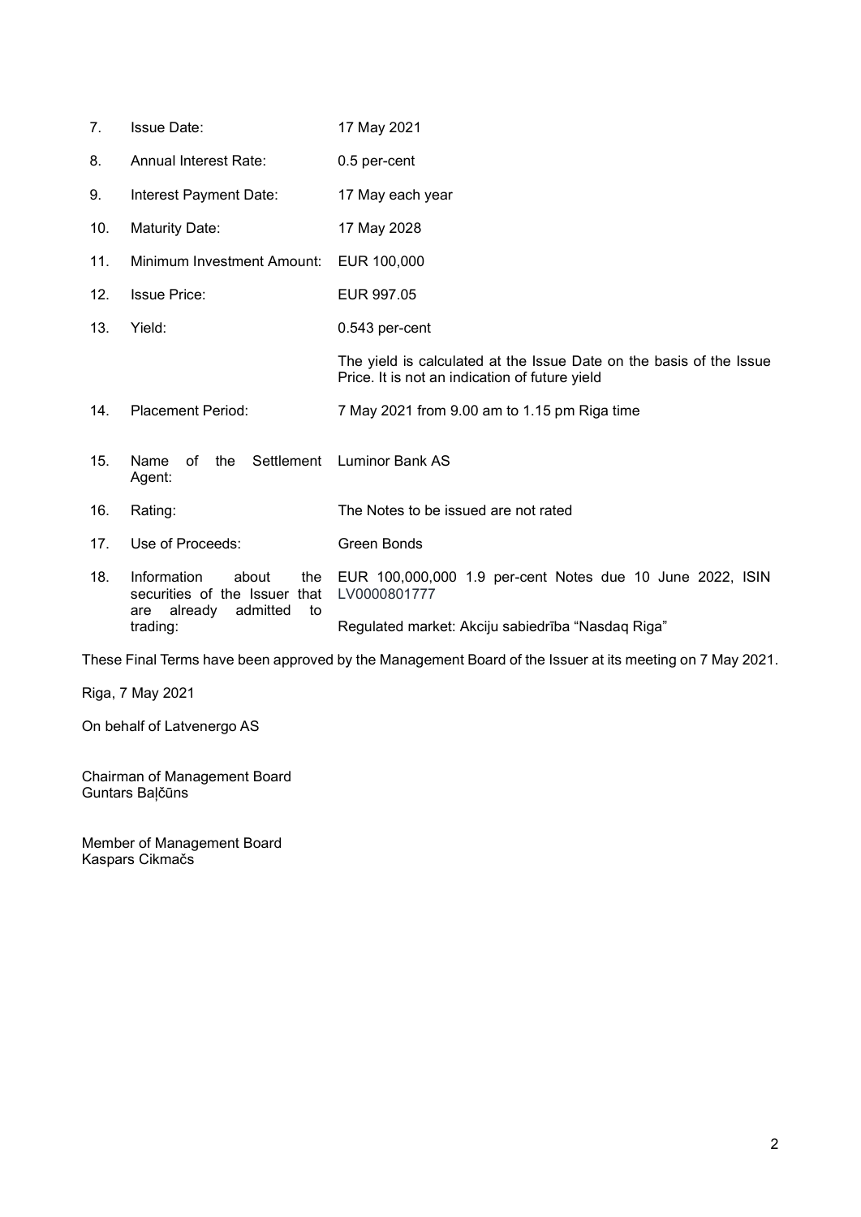| | | |
|---|---|---|
| 7. | Issue Date: | 17 May 2021 |
| 8. | Annual Interest Rate: | 0.5 per-cent |
| 9. | Interest Payment Date: | 17 May each year |
| 10. | Maturity Date: | 17 May 2028 |
| 11. | Minimum Investment Amount: | EUR 100,000 |
| 12. | Issue Price: | EUR 997.05 |
| 13. | Yield: | 0.543 per-cent<br><br>The yield is calculated at the Issue Date on the basis of the Issue Price. It is not an indication of future yield |
| 14. | Placement Period: | 7 May 2021 from 9.00 am to 1.15 pm Riga time |
| 15. | Name of the Settlement Agent: | Luminor Bank AS |
| 16. | Rating: | The Notes to be issued are not rated |
| 17. | Use of Proceeds: | Green Bonds |
| 18. | Information about the securities of the Issuer that are already admitted to trading: | EUR 100,000,000 1.9 per-cent Notes due 10 June 2022, ISIN LV0000801777<br><br>Regulated market: Akciju sabiedrība "Nasdaq Riga" |

These Final Terms have been approved by the Management Board of the Issuer at its meeting on 7 May 2021.

Riga, 7 May 2021

On behalf of Latvenergo AS

Chairman of Management Board
Guntars Baļčūns

Member of Management Board
Kaspars Cikmačs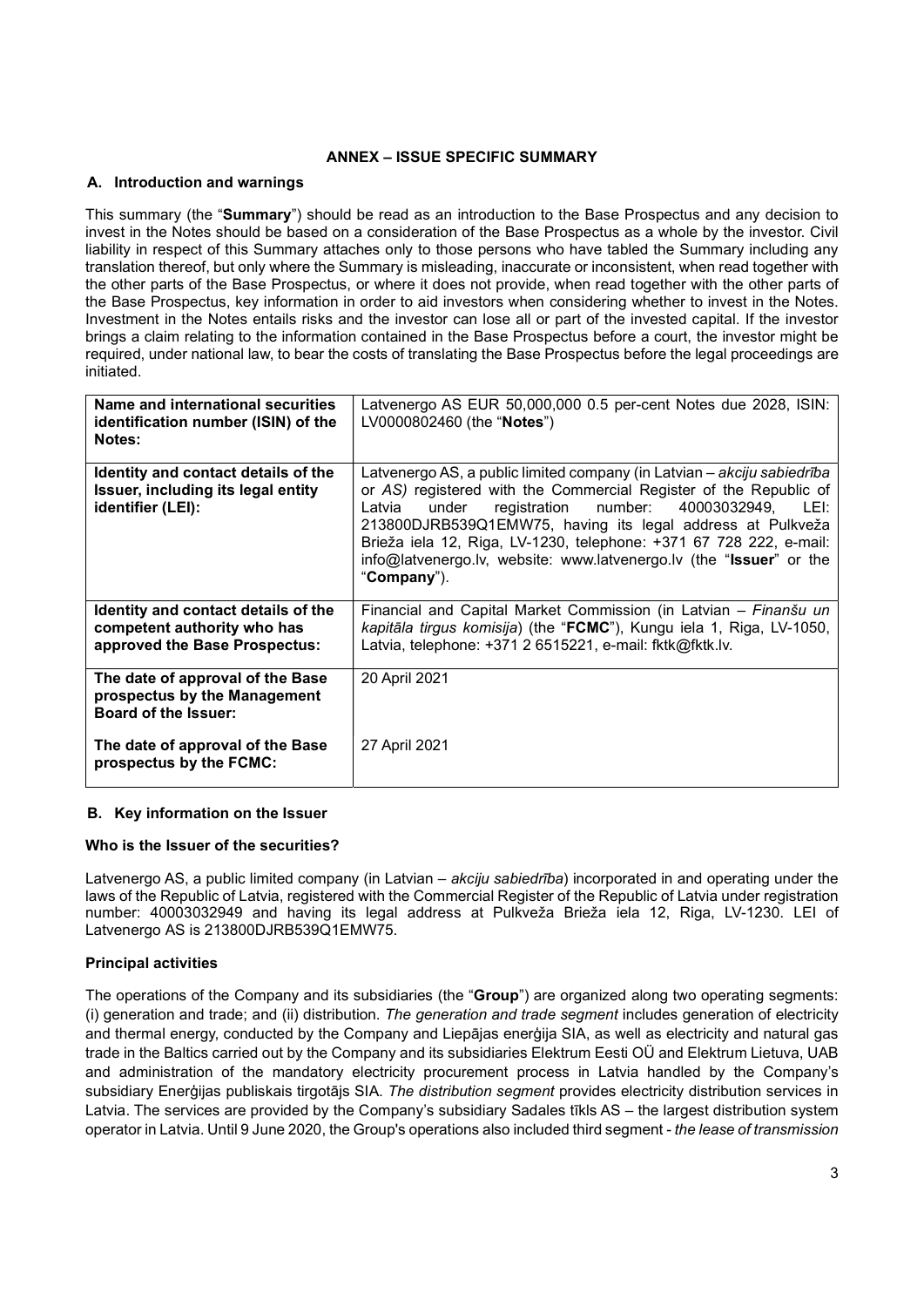## ANNEX – ISSUE SPECIFIC SUMMARY

### A. Introduction and warnings

This summary (the "**Summary**") should be read as an introduction to the Base Prospectus and any decision to invest in the Notes should be based on a consideration of the Base Prospectus as a whole by the investor. Civil liability in respect of this Summary attaches only to those persons who have tabled the Summary including any translation thereof, but only where the Summary is misleading, inaccurate or inconsistent, when read together with the other parts of the Base Prospectus, or where it does not provide, when read together with the other parts of the Base Prospectus, key information in order to aid investors when considering whether to invest in the Notes. Investment in the Notes entails risks and the investor can lose all or part of the invested capital. If the investor brings a claim relating to the information contained in the Base Prospectus before a court, the investor might be required, under national law, to bear the costs of translating the Base Prospectus before the legal proceedings are initiated.

| | |
|---|---|
| **Name and international securities identification number (ISIN) of the Notes:** | Latvenergo AS EUR 50,000,000 0.5 per-cent Notes due 2028, ISIN: LV0000802460 (the "**Notes**") |
| **Identity and contact details of the Issuer, including its legal entity identifier (LEI):** | Latvenergo AS, a public limited company (in Latvian – *akciju sabiedrība* or *AS)* registered with the Commercial Register of the Republic of Latvia under registration number: 40003032949, LEI: 213800DJRB539Q1EMW75, having its legal address at Pulkveža Brieža iela 12, Riga, LV-1230, telephone: +371 67 728 222, e-mail: info@latvenergo.lv, website: www.latvenergo.lv (the "**Issuer**" or the "**Company**"). |
| **Identity and contact details of the competent authority who has approved the Base Prospectus:** | Financial and Capital Market Commission (in Latvian – *Finanšu un kapitāla tirgus komisija*) (the "**FCMC**"), Kungu iela 1, Riga, LV-1050, Latvia, telephone: +371 2 6515221, e-mail: fktk@fktk.lv. |
| **The date of approval of the Base prospectus by the Management Board of the Issuer:** | 20 April 2021 |
| **The date of approval of the Base prospectus by the FCMC:** | 27 April 2021 |

### B. Key information on the Issuer

**Who is the Issuer of the securities?**

Latvenergo AS, a public limited company (in Latvian – *akciju sabiedrība*) incorporated in and operating under the laws of the Republic of Latvia, registered with the Commercial Register of the Republic of Latvia under registration number: 40003032949 and having its legal address at Pulkveža Brieža iela 12, Riga, LV-1230. LEI of Latvenergo AS is 213800DJRB539Q1EMW75.

**Principal activities**

The operations of the Company and its subsidiaries (the "**Group**") are organized along two operating segments: (i) generation and trade; and (ii) distribution. *The generation and trade segment* includes generation of electricity and thermal energy, conducted by the Company and Liepājas enerģija SIA, as well as electricity and natural gas trade in the Baltics carried out by the Company and its subsidiaries Elektrum Eesti OÜ and Elektrum Lietuva, UAB and administration of the mandatory electricity procurement process in Latvia handled by the Company's subsidiary Enerģijas publiskais tirgotājs SIA. *The distribution segment* provides electricity distribution services in Latvia. The services are provided by the Company's subsidiary Sadales tīkls AS – the largest distribution system operator in Latvia. Until 9 June 2020, the Group's operations also included third segment - *the lease of transmission*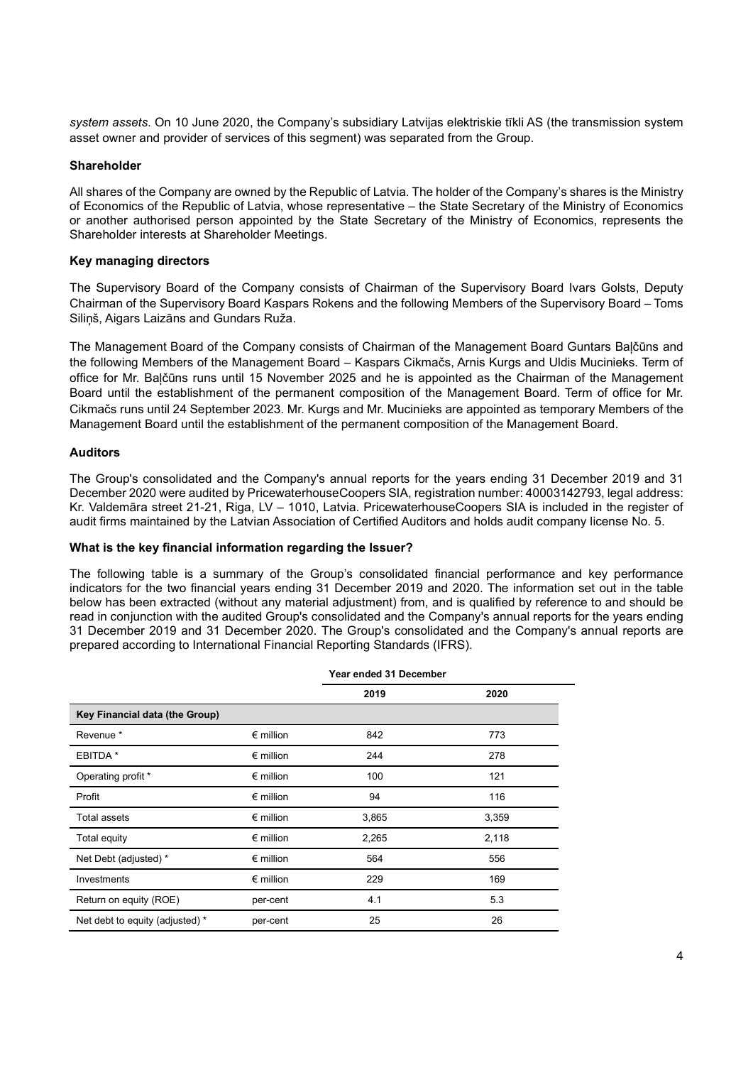*system assets*. On 10 June 2020, the Company's subsidiary Latvijas elektriskie tīkli AS (the transmission system asset owner and provider of services of this segment) was separated from the Group.

**Shareholder**

All shares of the Company are owned by the Republic of Latvia. The holder of the Company's shares is the Ministry of Economics of the Republic of Latvia, whose representative – the State Secretary of the Ministry of Economics or another authorised person appointed by the State Secretary of the Ministry of Economics, represents the Shareholder interests at Shareholder Meetings.

**Key managing directors**

The Supervisory Board of the Company consists of Chairman of the Supervisory Board Ivars Golsts, Deputy Chairman of the Supervisory Board Kaspars Rokens and the following Members of the Supervisory Board – Toms Siliņš, Aigars Laizāns and Gundars Ruža.

The Management Board of the Company consists of Chairman of the Management Board Guntars Baļčūns and the following Members of the Management Board – Kaspars Cikmačs, Arnis Kurgs and Uldis Mucinieks. Term of office for Mr. Baļčūns runs until 15 November 2025 and he is appointed as the Chairman of the Management Board until the establishment of the permanent composition of the Management Board. Term of office for Mr. Cikmačs runs until 24 September 2023. Mr. Kurgs and Mr. Mucinieks are appointed as temporary Members of the Management Board until the establishment of the permanent composition of the Management Board.

**Auditors**

The Group's consolidated and the Company's annual reports for the years ending 31 December 2019 and 31 December 2020 were audited by PricewaterhouseCoopers SIA, registration number: 40003142793, legal address: Kr. Valdemāra street 21-21, Riga, LV – 1010, Latvia. PricewaterhouseCoopers SIA is included in the register of audit firms maintained by the Latvian Association of Certified Auditors and holds audit company license No. 5.

**What is the key financial information regarding the Issuer?**

The following table is a summary of the Group's consolidated financial performance and key performance indicators for the two financial years ending 31 December 2019 and 2020. The information set out in the table below has been extracted (without any material adjustment) from, and is qualified by reference to and should be read in conjunction with the audited Group's consolidated and the Company's annual reports for the years ending 31 December 2019 and 31 December 2020. The Group's consolidated and the Company's annual reports are prepared according to International Financial Reporting Standards (IFRS).

| | | Year ended 31 December | |
|---|---|---|---|
| | | 2019 | 2020 |
| **Key Financial data (the Group)** | | | |
| Revenue * | € million | 842 | 773 |
| EBITDA * | € million | 244 | 278 |
| Operating profit * | € million | 100 | 121 |
| Profit | € million | 94 | 116 |
| Total assets | € million | 3,865 | 3,359 |
| Total equity | € million | 2,265 | 2,118 |
| Net Debt (adjusted) * | € million | 564 | 556 |
| Investments | € million | 229 | 169 |
| Return on equity (ROE) | per-cent | 4.1 | 5.3 |
| Net debt to equity (adjusted) * | per-cent | 25 | 26 |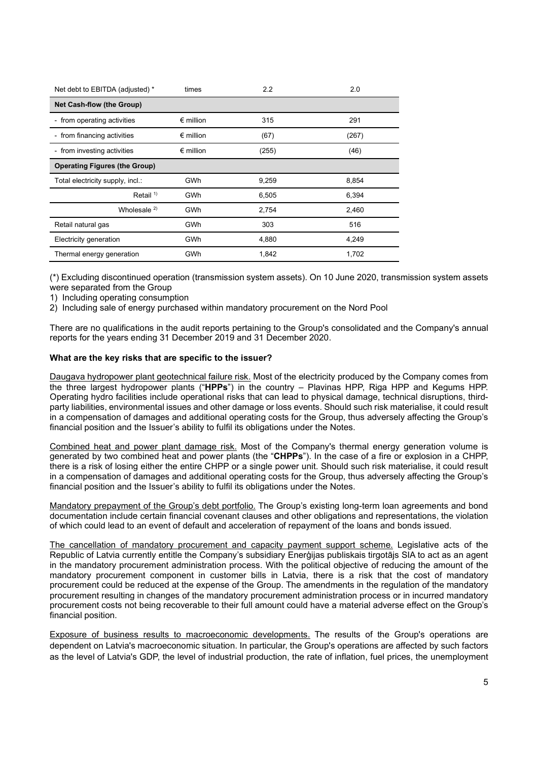| Net debt to EBITDA (adjusted) * | times | 2.2 | 2.0 |
|---|---|---|---|
| **Net Cash-flow (the Group)** | | | |
| - from operating activities | € million | 315 | 291 |
| - from financing activities | € million | (67) | (267) |
| - from investing activities | € million | (255) | (46) |
| **Operating Figures (the Group)** | | | |
| Total electricity supply, incl.: | GWh | 9,259 | 8,854 |
| Retail [1] | GWh | 6,505 | 6,394 |
| Wholesale [2] | GWh | 2,754 | 2,460 |
| Retail natural gas | GWh | 303 | 516 |
| Electricity generation | GWh | 4,880 | 4,249 |
| Thermal energy generation | GWh | 1,842 | 1,702 |

(*) Excluding discontinued operation (transmission system assets). On 10 June 2020, transmission system assets were separated from the Group

1) Including operating consumption

2) Including sale of energy purchased within mandatory procurement on the Nord Pool

There are no qualifications in the audit reports pertaining to the Group's consolidated and the Company's annual reports for the years ending 31 December 2019 and 31 December 2020.

**What are the key risks that are specific to the issuer?**

Daugava hydropower plant geotechnical failure risk. Most of the electricity produced by the Company comes from the three largest hydropower plants ("**HPPs**") in the country – Plavinas HPP, Riga HPP and Kegums HPP. Operating hydro facilities include operational risks that can lead to physical damage, technical disruptions, third-party liabilities, environmental issues and other damage or loss events. Should such risk materialise, it could result in a compensation of damages and additional operating costs for the Group, thus adversely affecting the Group's financial position and the Issuer's ability to fulfil its obligations under the Notes.

Combined heat and power plant damage risk. Most of the Company's thermal energy generation volume is generated by two combined heat and power plants (the "**CHPPs**"). In the case of a fire or explosion in a CHPP, there is a risk of losing either the entire CHPP or a single power unit. Should such risk materialise, it could result in a compensation of damages and additional operating costs for the Group, thus adversely affecting the Group's financial position and the Issuer's ability to fulfil its obligations under the Notes.

Mandatory prepayment of the Group's debt portfolio. The Group's existing long-term loan agreements and bond documentation include certain financial covenant clauses and other obligations and representations, the violation of which could lead to an event of default and acceleration of repayment of the loans and bonds issued.

The cancellation of mandatory procurement and capacity payment support scheme. Legislative acts of the Republic of Latvia currently entitle the Company's subsidiary Enerģijas publiskais tirgotājs SIA to act as an agent in the mandatory procurement administration process. With the political objective of reducing the amount of the mandatory procurement component in customer bills in Latvia, there is a risk that the cost of mandatory procurement could be reduced at the expense of the Group. The amendments in the regulation of the mandatory procurement resulting in changes of the mandatory procurement administration process or in incurred mandatory procurement costs not being recoverable to their full amount could have a material adverse effect on the Group's financial position.

Exposure of business results to macroeconomic developments. The results of the Group's operations are dependent on Latvia's macroeconomic situation. In particular, the Group's operations are affected by such factors as the level of Latvia's GDP, the level of industrial production, the rate of inflation, fuel prices, the unemployment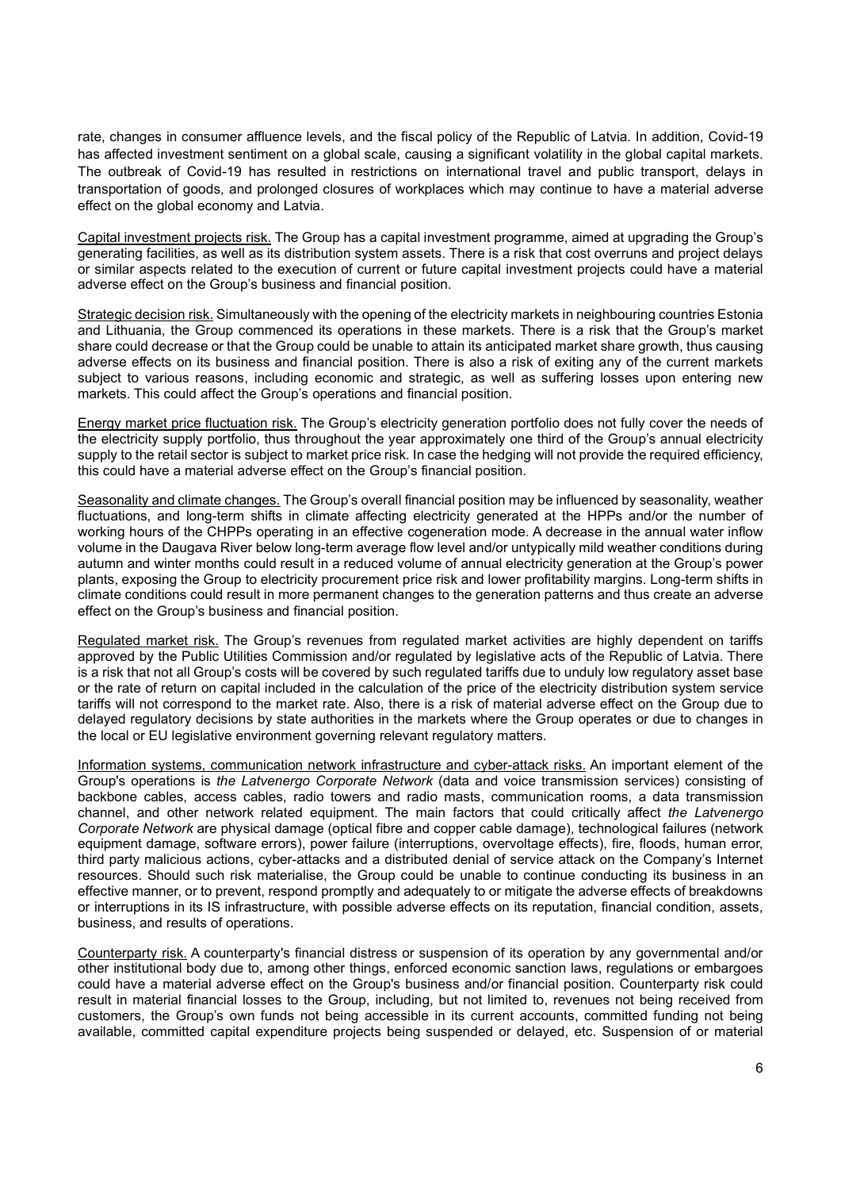rate, changes in consumer affluence levels, and the fiscal policy of the Republic of Latvia. In addition, Covid-19 has affected investment sentiment on a global scale, causing a significant volatility in the global capital markets. The outbreak of Covid-19 has resulted in restrictions on international travel and public transport, delays in transportation of goods, and prolonged closures of workplaces which may continue to have a material adverse effect on the global economy and Latvia.

Capital investment projects risk. The Group has a capital investment programme, aimed at upgrading the Group's generating facilities, as well as its distribution system assets. There is a risk that cost overruns and project delays or similar aspects related to the execution of current or future capital investment projects could have a material adverse effect on the Group's business and financial position.

Strategic decision risk. Simultaneously with the opening of the electricity markets in neighbouring countries Estonia and Lithuania, the Group commenced its operations in these markets. There is a risk that the Group's market share could decrease or that the Group could be unable to attain its anticipated market share growth, thus causing adverse effects on its business and financial position. There is also a risk of exiting any of the current markets subject to various reasons, including economic and strategic, as well as suffering losses upon entering new markets. This could affect the Group's operations and financial position.

Energy market price fluctuation risk. The Group's electricity generation portfolio does not fully cover the needs of the electricity supply portfolio, thus throughout the year approximately one third of the Group's annual electricity supply to the retail sector is subject to market price risk. In case the hedging will not provide the required efficiency, this could have a material adverse effect on the Group's financial position.

Seasonality and climate changes. The Group's overall financial position may be influenced by seasonality, weather fluctuations, and long-term shifts in climate affecting electricity generated at the HPPs and/or the number of working hours of the CHPPs operating in an effective cogeneration mode. A decrease in the annual water inflow volume in the Daugava River below long-term average flow level and/or untypically mild weather conditions during autumn and winter months could result in a reduced volume of annual electricity generation at the Group's power plants, exposing the Group to electricity procurement price risk and lower profitability margins. Long-term shifts in climate conditions could result in more permanent changes to the generation patterns and thus create an adverse effect on the Group's business and financial position.

Regulated market risk. The Group's revenues from regulated market activities are highly dependent on tariffs approved by the Public Utilities Commission and/or regulated by legislative acts of the Republic of Latvia. There is a risk that not all Group's costs will be covered by such regulated tariffs due to unduly low regulatory asset base or the rate of return on capital included in the calculation of the price of the electricity distribution system service tariffs will not correspond to the market rate. Also, there is a risk of material adverse effect on the Group due to delayed regulatory decisions by state authorities in the markets where the Group operates or due to changes in the local or EU legislative environment governing relevant regulatory matters.

Information systems, communication network infrastructure and cyber-attack risks. An important element of the Group's operations is *the Latvenergo Corporate Network* (data and voice transmission services) consisting of backbone cables, access cables, radio towers and radio masts, communication rooms, a data transmission channel, and other network related equipment. The main factors that could critically affect *the Latvenergo Corporate Network* are physical damage (optical fibre and copper cable damage), technological failures (network equipment damage, software errors), power failure (interruptions, overvoltage effects), fire, floods, human error, third party malicious actions, cyber-attacks and a distributed denial of service attack on the Company's Internet resources. Should such risk materialise, the Group could be unable to continue conducting its business in an effective manner, or to prevent, respond promptly and adequately to or mitigate the adverse effects of breakdowns or interruptions in its IS infrastructure, with possible adverse effects on its reputation, financial condition, assets, business, and results of operations.

Counterparty risk. A counterparty's financial distress or suspension of its operation by any governmental and/or other institutional body due to, among other things, enforced economic sanction laws, regulations or embargoes could have a material adverse effect on the Group's business and/or financial position. Counterparty risk could result in material financial losses to the Group, including, but not limited to, revenues not being received from customers, the Group's own funds not being accessible in its current accounts, committed funding not being available, committed capital expenditure projects being suspended or delayed, etc. Suspension of or material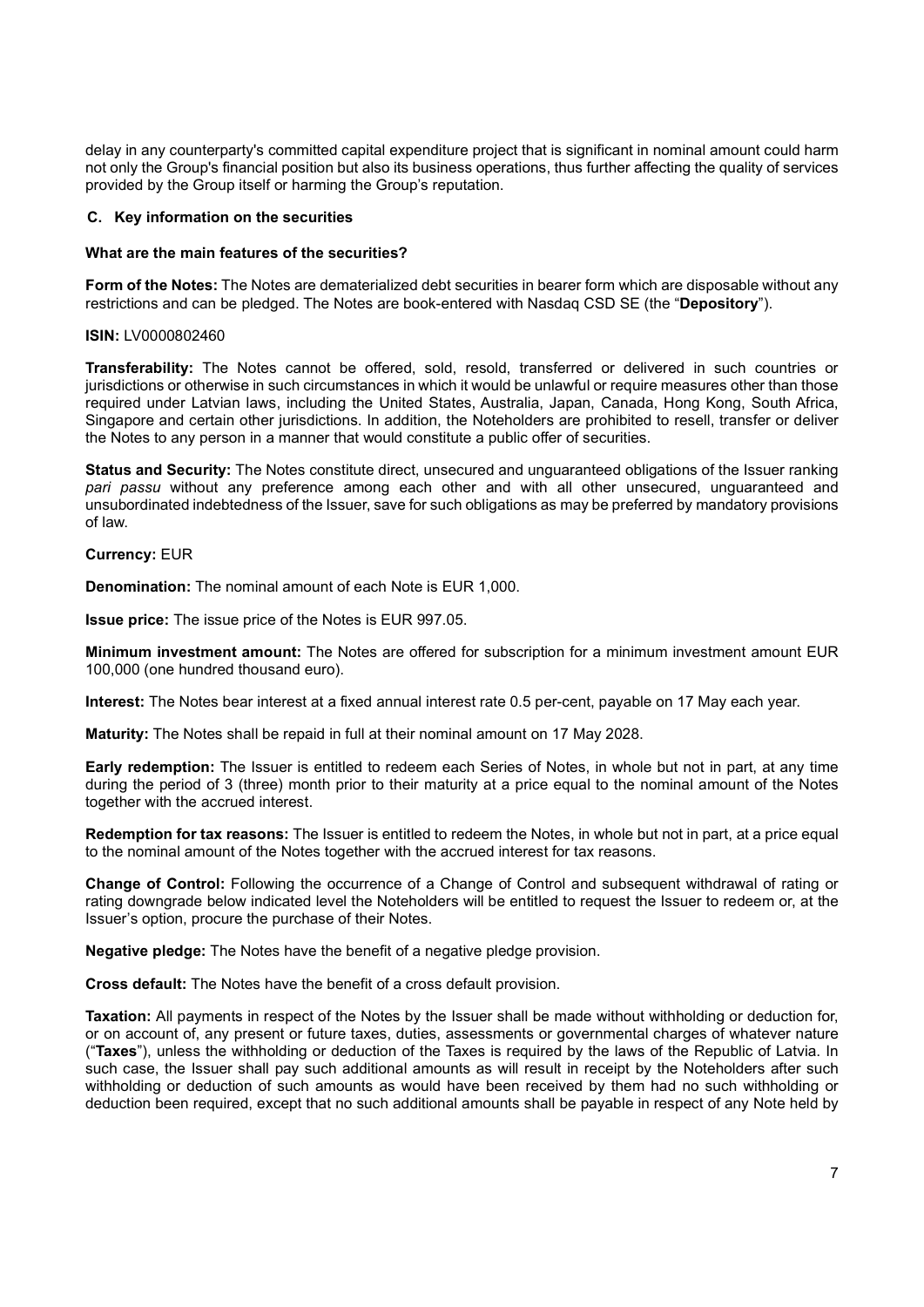delay in any counterparty's committed capital expenditure project that is significant in nominal amount could harm not only the Group's financial position but also its business operations, thus further affecting the quality of services provided by the Group itself or harming the Group's reputation.

### C. Key information on the securities

**What are the main features of the securities?**

**Form of the Notes:** The Notes are dematerialized debt securities in bearer form which are disposable without any restrictions and can be pledged. The Notes are book-entered with Nasdaq CSD SE (the "**Depository**").

**ISIN:** LV0000802460

**Transferability:** The Notes cannot be offered, sold, resold, transferred or delivered in such countries or jurisdictions or otherwise in such circumstances in which it would be unlawful or require measures other than those required under Latvian laws, including the United States, Australia, Japan, Canada, Hong Kong, South Africa, Singapore and certain other jurisdictions. In addition, the Noteholders are prohibited to resell, transfer or deliver the Notes to any person in a manner that would constitute a public offer of securities.

**Status and Security:** The Notes constitute direct, unsecured and unguaranteed obligations of the Issuer ranking *pari passu* without any preference among each other and with all other unsecured, unguaranteed and unsubordinated indebtedness of the Issuer, save for such obligations as may be preferred by mandatory provisions of law.

**Currency:** EUR

**Denomination:** The nominal amount of each Note is EUR 1,000.

**Issue price:** The issue price of the Notes is EUR 997.05.

**Minimum investment amount:** The Notes are offered for subscription for a minimum investment amount EUR 100,000 (one hundred thousand euro).

**Interest:** The Notes bear interest at a fixed annual interest rate 0.5 per-cent, payable on 17 May each year.

**Maturity:** The Notes shall be repaid in full at their nominal amount on 17 May 2028.

**Early redemption:** The Issuer is entitled to redeem each Series of Notes, in whole but not in part, at any time during the period of 3 (three) month prior to their maturity at a price equal to the nominal amount of the Notes together with the accrued interest.

**Redemption for tax reasons:** The Issuer is entitled to redeem the Notes, in whole but not in part, at a price equal to the nominal amount of the Notes together with the accrued interest for tax reasons.

**Change of Control:** Following the occurrence of a Change of Control and subsequent withdrawal of rating or rating downgrade below indicated level the Noteholders will be entitled to request the Issuer to redeem or, at the Issuer's option, procure the purchase of their Notes.

**Negative pledge:** The Notes have the benefit of a negative pledge provision.

**Cross default:** The Notes have the benefit of a cross default provision.

**Taxation:** All payments in respect of the Notes by the Issuer shall be made without withholding or deduction for, or on account of, any present or future taxes, duties, assessments or governmental charges of whatever nature ("**Taxes**"), unless the withholding or deduction of the Taxes is required by the laws of the Republic of Latvia. In such case, the Issuer shall pay such additional amounts as will result in receipt by the Noteholders after such withholding or deduction of such amounts as would have been received by them had no such withholding or deduction been required, except that no such additional amounts shall be payable in respect of any Note held by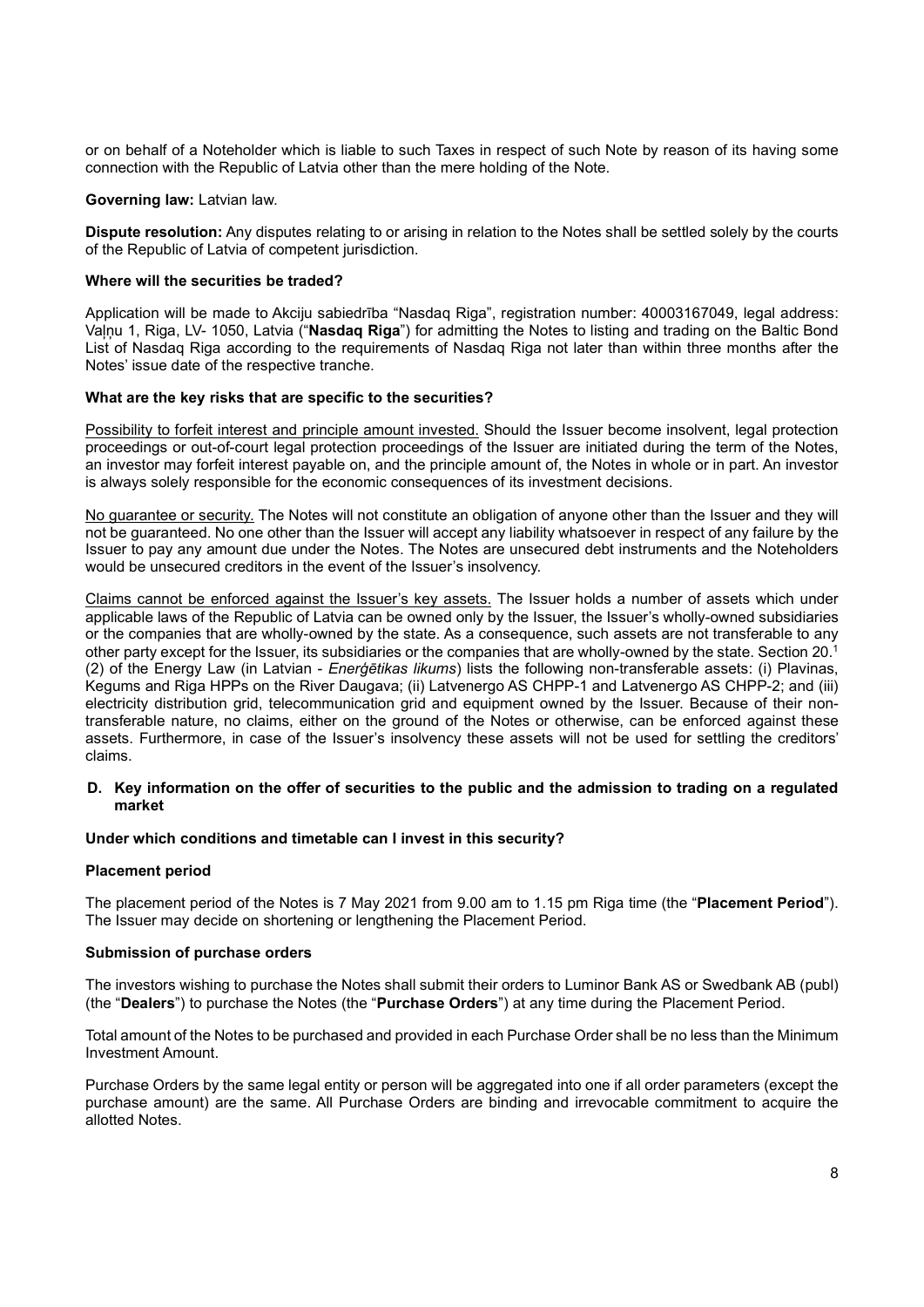or on behalf of a Noteholder which is liable to such Taxes in respect of such Note by reason of its having some connection with the Republic of Latvia other than the mere holding of the Note.

**Governing law:** Latvian law.

**Dispute resolution:** Any disputes relating to or arising in relation to the Notes shall be settled solely by the courts of the Republic of Latvia of competent jurisdiction.

**Where will the securities be traded?**

Application will be made to Akciju sabiedrība "Nasdaq Riga", registration number: 40003167049, legal address: Vaļņu 1, Riga, LV- 1050, Latvia ("**Nasdaq Riga**") for admitting the Notes to listing and trading on the Baltic Bond List of Nasdaq Riga according to the requirements of Nasdaq Riga not later than within three months after the Notes' issue date of the respective tranche.

**What are the key risks that are specific to the securities?**

Possibility to forfeit interest and principle amount invested. Should the Issuer become insolvent, legal protection proceedings or out-of-court legal protection proceedings of the Issuer are initiated during the term of the Notes, an investor may forfeit interest payable on, and the principle amount of, the Notes in whole or in part. An investor is always solely responsible for the economic consequences of its investment decisions.

No guarantee or security. The Notes will not constitute an obligation of anyone other than the Issuer and they will not be guaranteed. No one other than the Issuer will accept any liability whatsoever in respect of any failure by the Issuer to pay any amount due under the Notes. The Notes are unsecured debt instruments and the Noteholders would be unsecured creditors in the event of the Issuer's insolvency.

Claims cannot be enforced against the Issuer's key assets. The Issuer holds a number of assets which under applicable laws of the Republic of Latvia can be owned only by the Issuer, the Issuer's wholly-owned subsidiaries or the companies that are wholly-owned by the state. As a consequence, such assets are not transferable to any other party except for the Issuer, its subsidiaries or the companies that are wholly-owned by the state. Section 20.[1] (2) of the Energy Law (in Latvian - *Enerģētikas likums*) lists the following non-transferable assets: (i) Plavinas, Kegums and Riga HPPs on the River Daugava; (ii) Latvenergo AS CHPP-1 and Latvenergo AS CHPP-2; and (iii) electricity distribution grid, telecommunication grid and equipment owned by the Issuer. Because of their non-transferable nature, no claims, either on the ground of the Notes or otherwise, can be enforced against these assets. Furthermore, in case of the Issuer's insolvency these assets will not be used for settling the creditors' claims.

## D. Key information on the offer of securities to the public and the admission to trading on a regulated market

**Under which conditions and timetable can I invest in this security?**

**Placement period**

The placement period of the Notes is 7 May 2021 from 9.00 am to 1.15 pm Riga time (the "**Placement Period**"). The Issuer may decide on shortening or lengthening the Placement Period.

**Submission of purchase orders**

The investors wishing to purchase the Notes shall submit their orders to Luminor Bank AS or Swedbank AB (publ) (the "**Dealers**") to purchase the Notes (the "**Purchase Orders**") at any time during the Placement Period.

Total amount of the Notes to be purchased and provided in each Purchase Order shall be no less than the Minimum Investment Amount.

Purchase Orders by the same legal entity or person will be aggregated into one if all order parameters (except the purchase amount) are the same. All Purchase Orders are binding and irrevocable commitment to acquire the allotted Notes.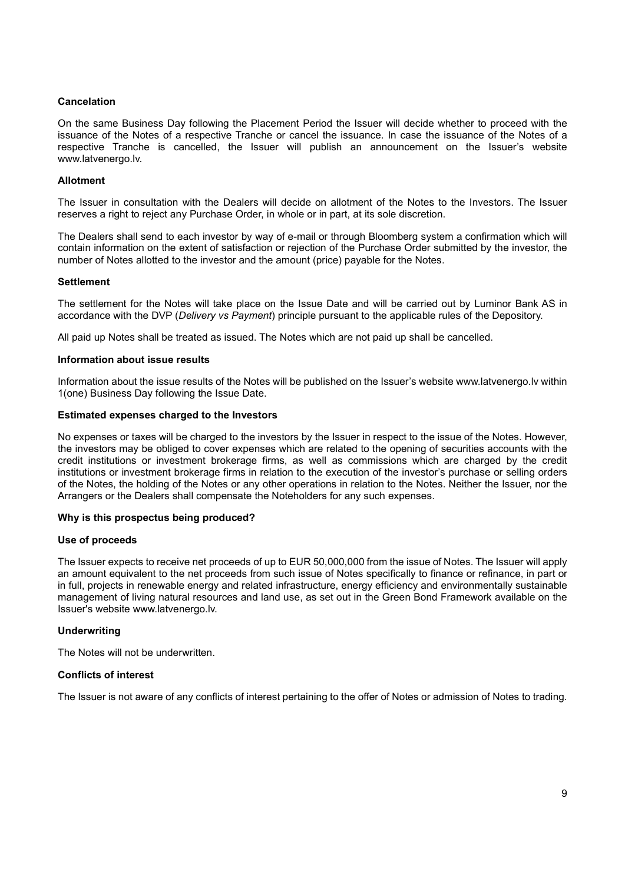**Cancelation**

On the same Business Day following the Placement Period the Issuer will decide whether to proceed with the issuance of the Notes of a respective Tranche or cancel the issuance. In case the issuance of the Notes of a respective Tranche is cancelled, the Issuer will publish an announcement on the Issuer's website www.latvenergo.lv.

**Allotment**

The Issuer in consultation with the Dealers will decide on allotment of the Notes to the Investors. The Issuer reserves a right to reject any Purchase Order, in whole or in part, at its sole discretion.

The Dealers shall send to each investor by way of e-mail or through Bloomberg system a confirmation which will contain information on the extent of satisfaction or rejection of the Purchase Order submitted by the investor, the number of Notes allotted to the investor and the amount (price) payable for the Notes.

**Settlement**

The settlement for the Notes will take place on the Issue Date and will be carried out by Luminor Bank AS in accordance with the DVP (*Delivery vs Payment*) principle pursuant to the applicable rules of the Depository.

All paid up Notes shall be treated as issued. The Notes which are not paid up shall be cancelled.

**Information about issue results**

Information about the issue results of the Notes will be published on the Issuer's website www.latvenergo.lv within 1(one) Business Day following the Issue Date.

**Estimated expenses charged to the Investors**

No expenses or taxes will be charged to the investors by the Issuer in respect to the issue of the Notes. However, the investors may be obliged to cover expenses which are related to the opening of securities accounts with the credit institutions or investment brokerage firms, as well as commissions which are charged by the credit institutions or investment brokerage firms in relation to the execution of the investor's purchase or selling orders of the Notes, the holding of the Notes or any other operations in relation to the Notes. Neither the Issuer, nor the Arrangers or the Dealers shall compensate the Noteholders for any such expenses.

**Why is this prospectus being produced?**

**Use of proceeds**

The Issuer expects to receive net proceeds of up to EUR 50,000,000 from the issue of Notes. The Issuer will apply an amount equivalent to the net proceeds from such issue of Notes specifically to finance or refinance, in part or in full, projects in renewable energy and related infrastructure, energy efficiency and environmentally sustainable management of living natural resources and land use, as set out in the Green Bond Framework available on the Issuer's website www.latvenergo.lv.

**Underwriting**

The Notes will not be underwritten.

**Conflicts of interest**

The Issuer is not aware of any conflicts of interest pertaining to the offer of Notes or admission of Notes to trading.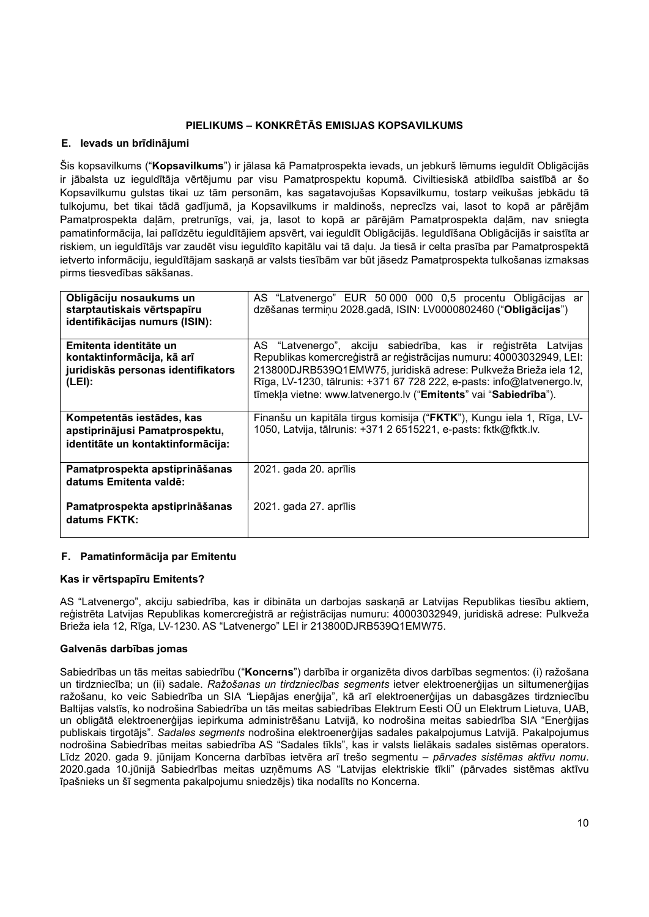## PIELIKUMS – KONKRĒTĀS EMISIJAS KOPSAVILKUMS

### E. Ievads un brīdinājumi

Šis kopsavilkums ("**Kopsavilkums**") ir jālasa kā Pamatprospekta ievads, un jebkurš lēmums ieguldīt Obligācijās ir jābalsta uz ieguldītāja vērtējumu par visu Pamatprospektu kopumā. Civiltiesiskā atbildība saistībā ar šo Kopsavilkumu gulstas tikai uz tām personām, kas sagatavojušas Kopsavilkumu, tostarp veikušas jebkādu tā tulkojumu, bet tikai tādā gadījumā, ja Kopsavilkums ir maldinošs, neprecīzs vai, lasot to kopā ar pārējām Pamatprospekta daļām, pretrunīgs, vai, ja, lasot to kopā ar pārējām Pamatprospekta daļām, nav sniegta pamatinformācija, lai palīdzētu ieguldītājiem apsvērt, vai ieguldīt Obligācijās. Ieguldīšana Obligācijās ir saistīta ar riskiem, un ieguldītājs var zaudēt visu ieguldīto kapitālu vai tā daļu. Ja tiesā ir celta prasība par Pamatprospektā ietverto informāciju, ieguldītājam saskaņā ar valsts tiesībām var būt jāsedz Pamatprospekta tulkošanas izmaksas pirms tiesvedības sākšanas.

| | |
|---|---|
| **Obligāciju nosaukums un starptautiskais vērtspapīru identifikācijas numurs (ISIN):** | AS "Latvenergo" EUR 50 000 000 0,5 procentu Obligācijas ar dzēšanas termiņu 2028.gadā, ISIN: LV0000802460 ("**Obligācijas**") |
| **Emitenta identitāte un kontaktinformācija, kā arī juridiskās personas identifikators (LEI):** | AS "Latvenergo", akciju sabiedrība, kas ir reģistrēta Latvijas Republikas komercreģistrā ar reģistrācijas numuru: 40003032949, LEI: 213800DJRB539Q1EMW75, juridiskā adrese: Pulkveža Brieža iela 12, Rīga, LV-1230, tālrunis: +371 67 728 222, e-pasts: info@latvenergo.lv, tīmekļa vietne: www.latvenergo.lv ("**Emitents**" vai "**Sabiedrība**"). |
| **Kompetentās iestādes, kas apstiprinājusi Pamatprospektu, identitāte un kontaktinformācija:** | Finanšu un kapitāla tirgus komisija ("**FKTK**"), Kungu iela 1, Rīga, LV-1050, Latvija, tālrunis: +371 2 6515221, e-pasts: fktk@fktk.lv. |
| **Pamatprospekta apstiprināšanas datums Emitenta valdē:** | 2021. gada 20. aprīlis |
| **Pamatprospekta apstiprināšanas datums FKTK:** | 2021. gada 27. aprīlis |

### F. Pamatinformācija par Emitentu

#### Kas ir vērtspapīru Emitents?

AS "Latvenergo", akciju sabiedrība, kas ir dibināta un darbojas saskaņā ar Latvijas Republikas tiesību aktiem, reģistrēta Latvijas Republikas komercreģistrā ar reģistrācijas numuru: 40003032949, juridiskā adrese: Pulkveža Brieža iela 12, Rīga, LV-1230. AS "Latvenergo" LEI ir 213800DJRB539Q1EMW75.

#### Galvenās darbības jomas

Sabiedrības un tās meitas sabiedrību ("**Koncerns**") darbība ir organizēta divos darbības segmentos: (i) ražošana un tirdzniecība; un (ii) sadale. *Ražošanas un tirdzniecības segments* ietver elektroenerģijas un siltumenerģijas ražošanu, ko veic Sabiedrība un SIA "Liepājas enerģija", kā arī elektroenerģijas un dabasgāzes tirdzniecību Baltijas valstīs, ko nodrošina Sabiedrība un tās meitas sabiedrības Elektrum Eesti OÜ un Elektrum Lietuva, UAB, un obligātā elektroenerģijas iepirkuma administrēšanu Latvijā, ko nodrošina meitas sabiedrība SIA "Enerģijas publiskais tirgotājs". *Sadales segments* nodrošina elektroenerģijas sadales pakalpojumus Latvijā. Pakalpojumus nodrošina Sabiedrības meitas sabiedrība AS "Sadales tīkls", kas ir valsts lielākais sadales sistēmas operators. Līdz 2020. gada 9. jūnijam Koncerna darbības ietvēra arī trešo segmentu – *pārvades sistēmas aktīvu nomu*. 2020.gada 10.jūnijā Sabiedrības meitas uzņēmums AS "Latvijas elektriskie tīkli" (pārvades sistēmas aktīvu īpašnieks un šī segmenta pakalpojumu sniedzējs) tika nodalīts no Koncerna.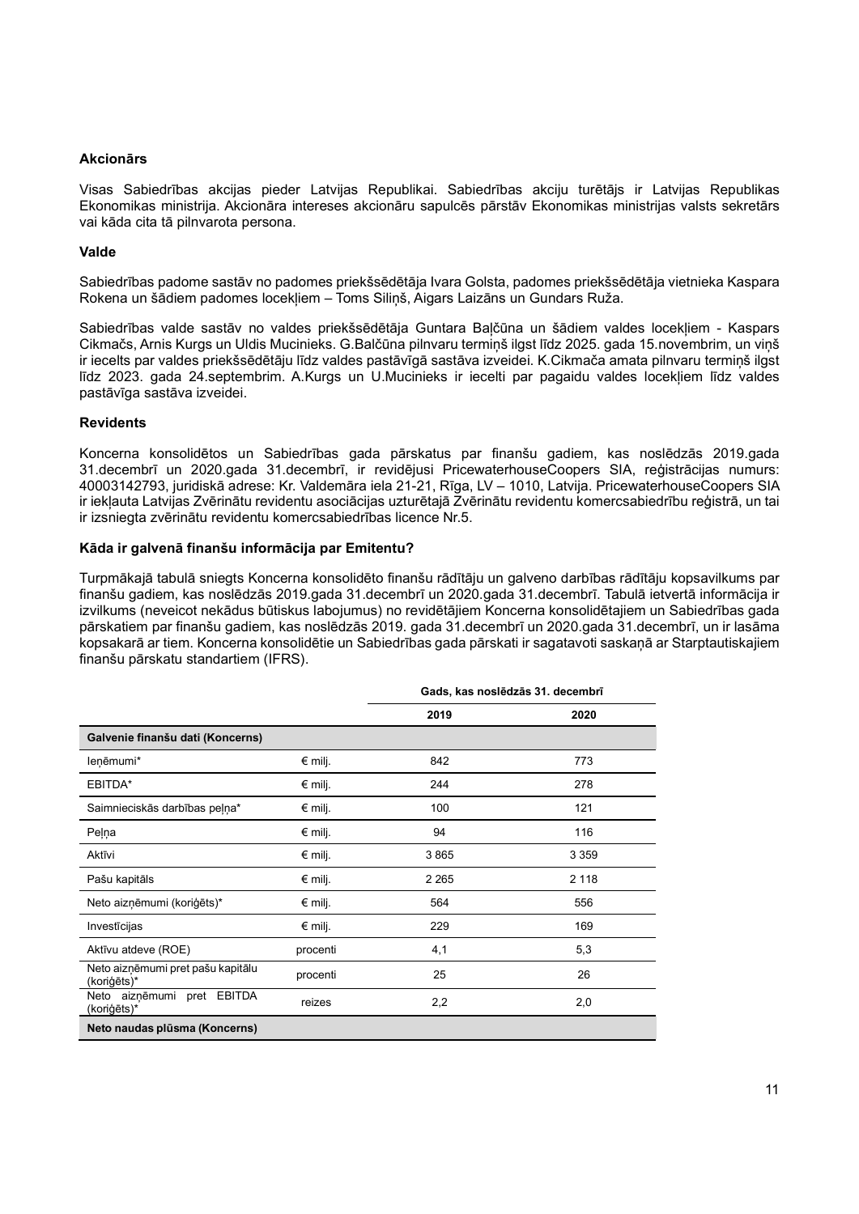**Akcionārs**

Visas Sabiedrības akcijas pieder Latvijas Republikai. Sabiedrības akciju turētājs ir Latvijas Republikas Ekonomikas ministrija. Akcionāra intereses akcionāru sapulcēs pārstāv Ekonomikas ministrijas valsts sekretārs vai kāda cita tā pilnvarota persona.

**Valde**

Sabiedrības padome sastāv no padomes priekšsēdētāja Ivara Golsta, padomes priekšsēdētāja vietnieka Kaspara Rokena un šādiem padomes locekļiem – Toms Siliņš, Aigars Laizāns un Gundars Ruža.

Sabiedrības valde sastāv no valdes priekšsēdētāja Guntara Baļčūna un šādiem valdes locekļiem - Kaspars Cikmačs, Arnis Kurgs un Uldis Mucinieks. G.Balčūna pilnvaru termiņš ilgst līdz 2025. gada 15.novembrim, un viņš ir iecelts par valdes priekšsēdētāju līdz valdes pastāvīgā sastāva izveidei. K.Cikmača amata pilnvaru termiņš ilgst līdz 2023. gada 24.septembrim. A.Kurgs un U.Mucinieks ir iecelti par pagaidu valdes locekļiem līdz valdes pastāvīga sastāva izveidei.

**Revidents**

Koncerna konsolidētos un Sabiedrības gada pārskatus par finanšu gadiem, kas noslēdzās 2019.gada 31.decembrī un 2020.gada 31.decembrī, ir revidējusi PricewaterhouseCoopers SIA, reģistrācijas numurs: 40003142793, juridiskā adrese: Kr. Valdemāra iela 21-21, Rīga, LV – 1010, Latvija. PricewaterhouseCoopers SIA ir iekļauta Latvijas Zvērinātu revidentu asociācijas uzturētajā Zvērinātu revidentu komercsabiedrību reģistrā, un tai ir izsniegta zvērinātu revidentu komercsabiedrības licence Nr.5.

**Kāda ir galvenā finanšu informācija par Emitentu?**

Turpmākajā tabulā sniegts Koncerna konsolidēto finanšu rādītāju un galveno darbības rādītāju kopsavilkums par finanšu gadiem, kas noslēdzās 2019.gada 31.decembrī un 2020.gada 31.decembrī. Tabulā ietvertā informācija ir izvilkums (neveicot nekādus būtiskus labojumus) no revidētājiem Koncerna konsolidētajiem un Sabiedrības gada pārskatiem par finanšu gadiem, kas noslēdzās 2019. gada 31.decembrī un 2020.gada 31.decembrī, un ir lasāma kopsakarā ar tiem. Koncerna konsolidētie un Sabiedrības gada pārskati ir sagatavoti saskaņā ar Starptautiskajiem finanšu pārskatu standartiem (IFRS).

| | | Gads, kas noslēdzās 31. decembrī | |
|---|---|---|---|
| | | 2019 | 2020 |
| **Galvenie finanšu dati (Koncerns)** | | | |
| Ieņēmumi* | € milj. | 842 | 773 |
| EBITDA* | € milj. | 244 | 278 |
| Saimnieciskās darbības peļņa* | € milj. | 100 | 121 |
| Peļņa | € milj. | 94 | 116 |
| Aktīvi | € milj. | 3 865 | 3 359 |
| Pašu kapitāls | € milj. | 2 265 | 2 118 |
| Neto aizņēmumi (koriģēts)* | € milj. | 564 | 556 |
| Investīcijas | € milj. | 229 | 169 |
| Aktīvu atdeve (ROE) | procenti | 4,1 | 5,3 |
| Neto aizņēmumi pret pašu kapitālu (koriģēts)* | procenti | 25 | 26 |
| Neto aizņēmumi pret EBITDA (koriģēts)* | reizes | 2,2 | 2,0 |
| **Neto naudas plūsma (Koncerns)** | | | |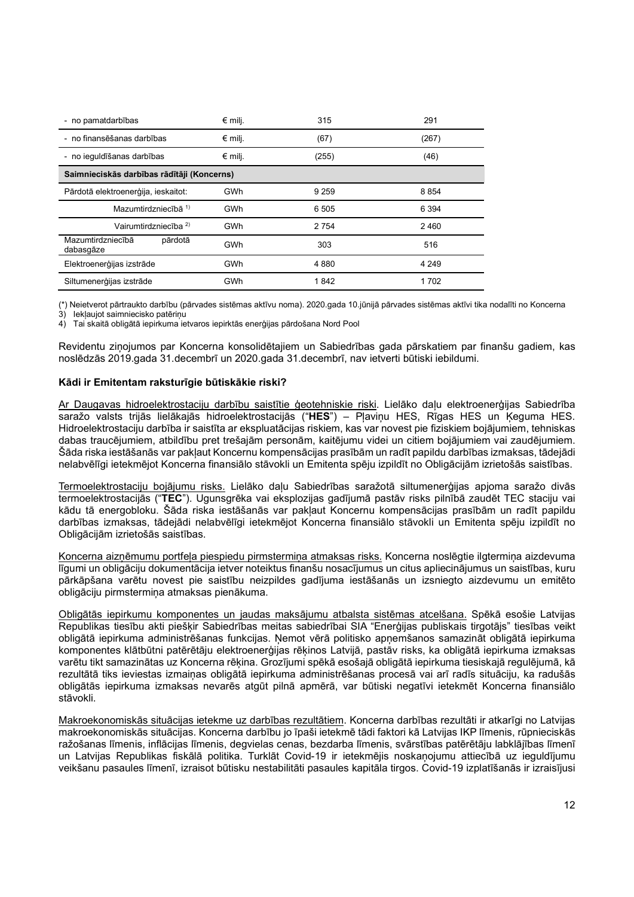| - no pamatdarbības | € milj. | 315 | 291 |
|---|---|---|---|
| - no finansēšanas darbības | € milj. | (67) | (267) |
| - no ieguldīšanas darbības | € milj. | (255) | (46) |
| **Saimnieciskās darbības rādītāji (Koncerns)** | | | |
| Pārdotā elektroenerģija, ieskaitot: | GWh | 9 259 | 8 854 |
| Mazumtirdzniecībā [1] | GWh | 6 505 | 6 394 |
| Vairumtirdzniecība [2] | GWh | 2 754 | 2 460 |
| Mazumtirdzniecībā pārdotā dabasgāze | GWh | 303 | 516 |
| Elektroenerģijas izstrāde | GWh | 4 880 | 4 249 |
| Siltumenerģijas izstrāde | GWh | 1 842 | 1 702 |

(*) Neietverot pārtraukto darbību (pārvades sistēmas aktīvu noma). 2020.gada 10.jūnijā pārvades sistēmas aktīvi tika nodalīti no Koncerna
3) Iekļaujot saimniecisko patēriņu
4) Tai skaitā obligātā iepirkuma ietvaros iepirktās enerģijas pārdošana Nord Pool

Revidentu ziņojumos par Koncerna konsolidētajiem un Sabiedrības gada pārskatiem par finanšu gadiem, kas noslēdzās 2019.gada 31.decembrī un 2020.gada 31.decembrī, nav ietverti būtiski iebildumi.

**Kādi ir Emitentam raksturīgie būtiskākie riski?**

Ar Daugavas hidroelektrostaciju darbību saistītie ģeotehniskie riski. Lielāko daļu elektroenerģijas Sabiedrība saražo valsts trijās lielākajās hidroelektrostacijās ("**HES**") – Pļaviņu HES, Rīgas HES un Ķeguma HES. Hidroelektrostaciju darbība ir saistīta ar ekspluatācijas riskiem, kas var novest pie fiziskiem bojājumiem, tehniskas dabas traucējumiem, atbildību pret trešajām personām, kaitējumu videi un citiem bojājumiem vai zaudējumiem. Šāda riska iestāšanās var pakļaut Koncernu kompensācijas prasībām un radīt papildu darbības izmaksas, tādējādi nelabvēlīgi ietekmējot Koncerna finansiālo stāvokli un Emitenta spēju izpildīt no Obligācijām izrietošās saistības.

Termoelektrostaciju bojājumu risks. Lielāko daļu Sabiedrības saražotā siltumenerģijas apjoma saražo divās termoelektrostacijās ("**TEC**"). Ugunsgrēka vai eksplozijas gadījumā pastāv risks pilnībā zaudēt TEC staciju vai kādu tā energobloku. Šāda riska iestāšanās var pakļaut Koncernu kompensācijas prasībām un radīt papildu darbības izmaksas, tādējādi nelabvēlīgi ietekmējot Koncerna finansiālo stāvokli un Emitenta spēju izpildīt no Obligācijām izrietošās saistības.

Koncerna aizņēmumu portfeļa piespiedu pirmstermiņa atmaksas risks. Koncerna noslēgtie ilgtermiņa aizdevuma līgumi un obligāciju dokumentācija ietver noteiktus finanšu nosacījumus un citus apliecinājumus un saistības, kuru pārkāpšana varētu novest pie saistību neizpildes gadījuma iestāšanās un izsniegto aizdevumu un emitēto obligāciju pirmstermiņa atmaksas pienākuma.

Obligātās iepirkumu komponentes un jaudas maksājumu atbalsta sistēmas atcelšana. Spēkā esošie Latvijas Republikas tiesību akti piešķir Sabiedrības meitas sabiedrībai SIA "Enerģijas publiskais tirgotājs" tiesības veikt obligātā iepirkuma administrēšanas funkcijas. Ņemot vērā politisko apņemšanos samazināt obligātā iepirkuma komponentes klātbūtni patērētāju elektroenerģijas rēķinos Latvijā, pastāv risks, ka obligātā iepirkuma izmaksas varētu tikt samazinātas uz Koncerna rēķina. Grozījumi spēkā esošajā obligātā iepirkuma tiesiskajā regulējumā, kā rezultātā tiks ieviestas izmaiņas obligātā iepirkuma administrēšanas procesā vai arī radīs situāciju, ka radušās obligātās iepirkuma izmaksas nevarēs atgūt pilnā apmērā, var būtiski negatīvi ietekmēt Koncerna finansiālo stāvokli.

Makroekonomiskās situācijas ietekme uz darbības rezultātiem. Koncerna darbības rezultāti ir atkarīgi no Latvijas makroekonomiskās situācijas. Koncerna darbību jo īpaši ietekmē tādi faktori kā Latvijas IKP līmenis, rūpnieciskās ražošanas līmenis, inflācijas līmenis, degvielas cenas, bezdarba līmenis, svārstības patērētāju labklājības līmenī un Latvijas Republikas fiskālā politika. Turklāt Covid-19 ir ietekmējis noskaņojumu attiecībā uz ieguldījumu veikšanu pasaules līmenī, izraisot būtisku nestabilitāti pasaules kapitāla tirgos. Covid-19 izplatīšanās ir izraisījusi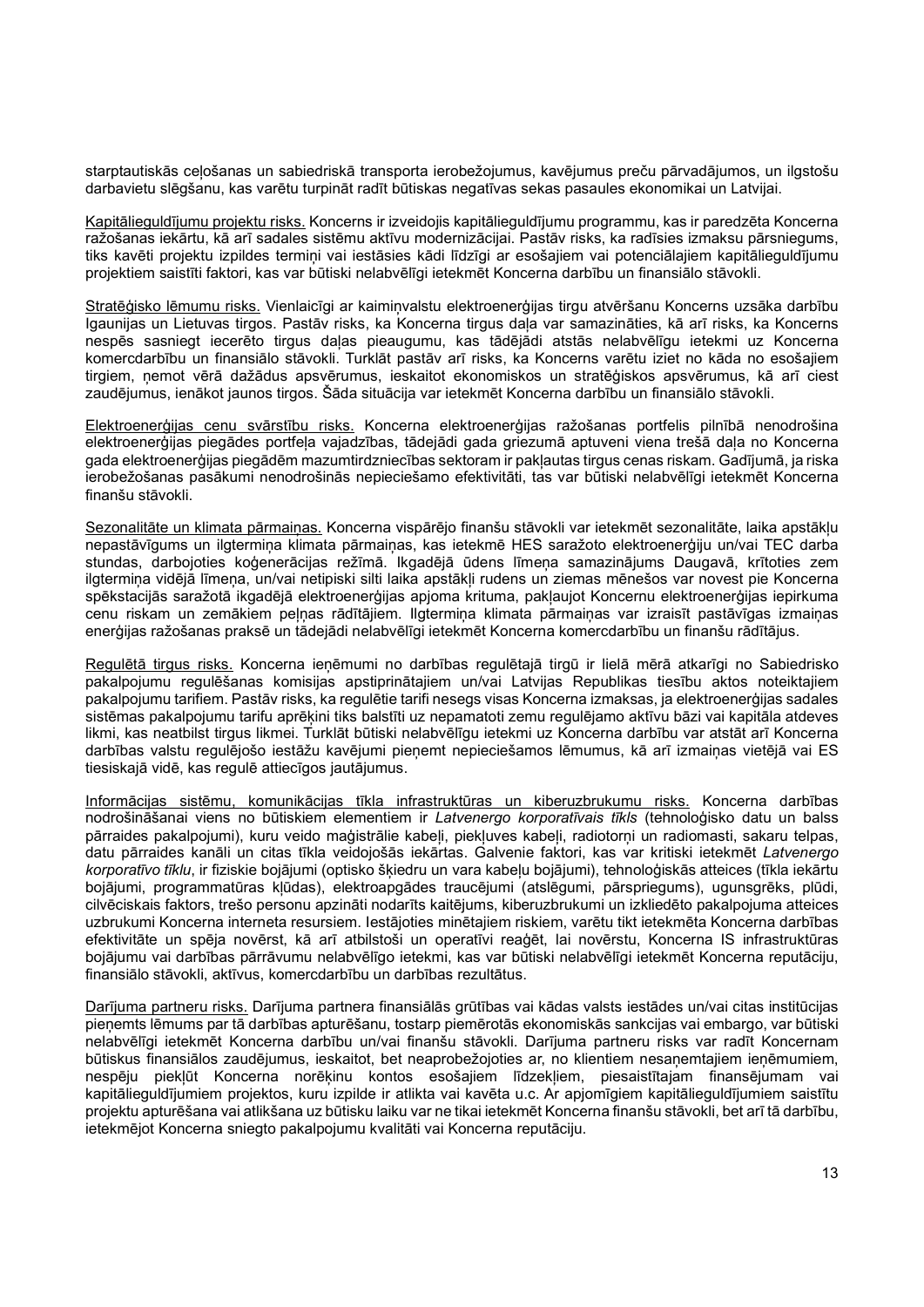starptautiskās ceļošanas un sabiedriskā transporta ierobežojumus, kavējumus preču pārvadājumos, un ilgstošu darbavietu slēgšanu, kas varētu turpināt radīt būtiskas negatīvas sekas pasaules ekonomikai un Latvijai.

Kapitālieguldījumu projektu risks. Koncerns ir izveidojis kapitālieguldījumu programmu, kas ir paredzēta Koncerna ražošanas iekārtu, kā arī sadales sistēmu aktīvu modernizācijai. Pastāv risks, ka radīsies izmaksu pārsniegums, tiks kavēti projektu izpildes termiņi vai iestāsies kādi līdzīgi ar esošajiem vai potenciālajiem kapitālieguldījumu projektiem saistīti faktori, kas var būtiski nelabvēlīgi ietekmēt Koncerna darbību un finansiālo stāvokli.

Stratēģisko lēmumu risks. Vienlaicīgi ar kaimiņvalstu elektroenerģijas tirgu atvēršanu Koncerns uzsāka darbību Igaunijas un Lietuvas tirgos. Pastāv risks, ka Koncerna tirgus daļa var samazināties, kā arī risks, ka Koncerns nespēs sasniegt iecerēto tirgus daļas pieaugumu, kas tādējādi atstās nelabvēlīgu ietekmi uz Koncerna komercdarbību un finansiālo stāvokli. Turklāt pastāv arī risks, ka Koncerns varētu iziet no kāda no esošajiem tirgiem, ņemot vērā dažādus apsvērumus, ieskaitot ekonomiskos un stratēģiskos apsvērumus, kā arī ciest zaudējumus, ienākot jaunos tirgos. Šāda situācija var ietekmēt Koncerna darbību un finansiālo stāvokli.

Elektroenerģijas cenu svārstību risks. Koncerna elektroenerģijas ražošanas portfelis pilnībā nenodrošina elektroenerģijas piegādes portfeļa vajadzības, tādējādi gada griezumā aptuveni viena trešā daļa no Koncerna gada elektroenerģijas piegādēm mazumtirdzniecības sektoram ir pakļautas tirgus cenas riskam. Gadījumā, ja riska ierobežošanas pasākumi nenodrošinās nepieciešamo efektivitāti, tas var būtiski nelabvēlīgi ietekmēt Koncerna finanšu stāvokli.

Sezonalitāte un klimata pārmaiņas. Koncerna vispārējo finanšu stāvokli var ietekmēt sezonalitāte, laika apstākļu nepastāvīgums un ilgtermiņa klimata pārmaiņas, kas ietekmē HES saražoto elektroenerģiju un/vai TEC darba stundas, darbojoties koģenerācijas režīmā. Ikgadējā ūdens līmeņa samazinājums Daugavā, krītoties zem ilgtermiņa vidējā līmeņa, un/vai netipiski silti laika apstākļi rudens un ziemas mēnešos var novest pie Koncerna spēkstacijās saražotā ikgadējā elektroenerģijas apjoma krituma, pakļaujot Koncernu elektroenerģijas iepirkuma cenu riskam un zemākiem peļņas rādītājiem. Ilgtermiņa klimata pārmaiņas var izraisīt pastāvīgas izmaiņas enerģijas ražošanas praksē un tādējādi nelabvēlīgi ietekmēt Koncerna komercdarbību un finanšu rādītājus.

Regulētā tirgus risks. Koncerna ieņēmumi no darbības regulētajā tirgū ir lielā mērā atkarīgi no Sabiedrisko pakalpojumu regulēšanas komisijas apstiprinātajiem un/vai Latvijas Republikas tiesību aktos noteiktajiem pakalpojumu tarifiem. Pastāv risks, ka regulētie tarifi nesegs visas Koncerna izmaksas, ja elektroenerģijas sadales sistēmas pakalpojumu tarifu aprēķini tiks balstīti uz nepamatoti zemu regulējamo aktīvu bāzi vai kapitāla atdeves likmi, kas neatbilst tirgus likmei. Turklāt būtiski nelabvēlīgu ietekmi uz Koncerna darbību var atstāt arī Koncerna darbības valstu regulējošo iestāžu kavējumi pieņemt nepieciešamos lēmumus, kā arī izmaiņas vietējā vai ES tiesiskajā vidē, kas regulē attiecīgos jautājumus.

Informācijas sistēmu, komunikācijas tīkla infrastruktūras un kiberuzbrukumu risks. Koncerna darbības nodrošināšanai viens no būtiskiem elementiem ir *Latvenergo korporatīvais tīkls* (tehnoloģisko datu un balss pārraides pakalpojumi), kuru veido maģistrālie kabeļi, piekļuves kabeļi, radiotorņi un radiomasti, sakaru telpas, datu pārraides kanāli un citas tīkla veidojošās iekārtas. Galvenie faktori, kas var kritiski ietekmēt *Latvenergo korporatīvo tīklu*, ir fiziskie bojājumi (optisko šķiedru un vara kabeļu bojājumi), tehnoloģiskās atteices (tīkla iekārtu bojājumi, programmatūras kļūdas), elektroapgādes traucējumi (atslēgumi, pārspriegums), ugunsgrēks, plūdi, cilvēciskais faktors, trešo personu apzināti nodarīts kaitējums, kiberuzbrukumi un izkliedēto pakalpojuma atteices uzbrukumi Koncerna interneta resursiem. Iestājoties minētajiem riskiem, varētu tikt ietekmēta Koncerna darbības efektivitāte un spēja novērst, kā arī atbilstoši un operatīvi reaģēt, lai novērstu, Koncerna IS infrastruktūras bojājumu vai darbības pārrāvumu nelabvēlīgo ietekmi, kas var būtiski nelabvēlīgi ietekmēt Koncerna reputāciju, finansiālo stāvokli, aktīvus, komercdarbību un darbības rezultātus.

Darījuma partneru risks. Darījuma partnera finansiālās grūtības vai kādas valsts iestādes un/vai citas institūcijas pieņemts lēmums par tā darbības apturēšanu, tostarp piemērotās ekonomiskās sankcijas vai embargo, var būtiski nelabvēlīgi ietekmēt Koncerna darbību un/vai finanšu stāvokli. Darījuma partneru risks var radīt Koncernam būtiskus finansiālos zaudējumus, ieskaitot, bet neaprobežojoties ar, no klientiem nesaņemtajiem ieņēmumiem, nespēju piekļūt Koncerna norēķinu kontos esošajiem līdzekļiem, piesaistītajam finansējumam vai kapitālieguldījumiem projektos, kuru izpilde ir atlikta vai kavēta u.c. Ar apjomīgiem kapitālieguldījumiem saistītu projektu apturēšana vai atlikšana uz būtisku laiku var ne tikai ietekmēt Koncerna finanšu stāvokli, bet arī tā darbību, ietekmējot Koncerna sniegto pakalpojumu kvalitāti vai Koncerna reputāciju.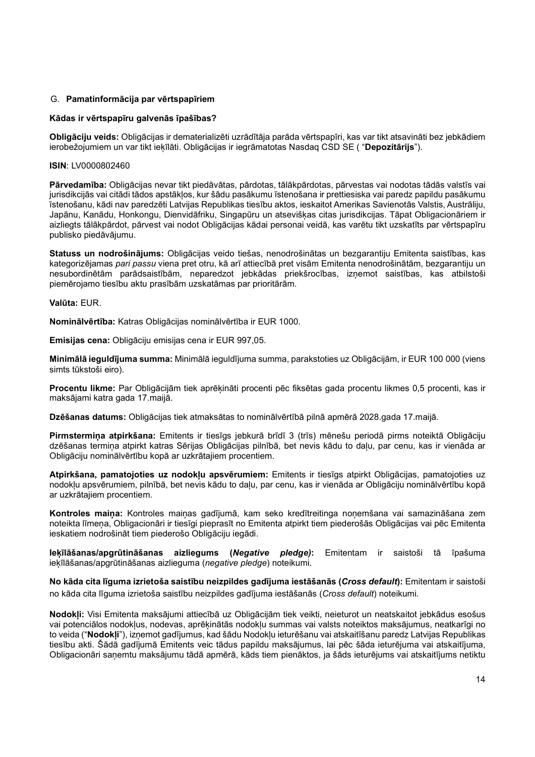## G. Pamatinformācija par vērtspapīriem

### Kādas ir vērtspapīru galvenās īpašības?

**Obligāciju veids:** Obligācijas ir dematerializēti uzrādītāja parāda vērtspapīri, kas var tikt atsavināti bez jebkādiem ierobežojumiem un var tikt ieķīlāti. Obligācijas ir iegrāmatotas Nasdaq CSD SE ( "**Depozitārijs**").

**ISIN**: LV0000802460

**Pārvedamība:** Obligācijas nevar tikt piedāvātas, pārdotas, tālākpārdotas, pārvestas vai nodotas tādās valstīs vai jurisdikcijās vai citādi tādos apstākļos, kur šādu pasākumu īstenošana ir prettiesiska vai paredz papildu pasākumu īstenošanu, kādi nav paredzēti Latvijas Republikas tiesību aktos, ieskaitot Amerikas Savienotās Valstis, Austrāliju, Japānu, Kanādu, Honkongu, Dienvidāfriku, Singapūru un atsevišķas citas jurisdikcijas. Tāpat Obligacionāriem ir aizliegts tālākpārdot, pārvest vai nodot Obligācijas kādai personai veidā, kas varētu tikt uzskatīts par vērtspapīru publisko piedāvājumu.

**Statuss un nodrošinājums:** Obligācijas veido tiešas, nenodrošinātas un bezgarantiju Emitenta saistības, kas kategorizējamas *pari passu* viena pret otru, kā arī attiecībā pret visām Emitenta nenodrošinātām, bezgarantiju un nesubordinētām parādsaistībām, neparedzot jebkādas priekšrocības, izņemot saistības, kas atbilstoši piemērojamo tiesību aktu prasībām uzskatāmas par prioritārām.

**Valūta:** EUR.

**Nominālvērtība:** Katras Obligācijas nominālvērtība ir EUR 1000.

**Emisijas cena:** Obligāciju emisijas cena ir EUR 997,05.

**Minimālā ieguldījuma summa:** Minimālā ieguldījuma summa, parakstoties uz Obligācijām, ir EUR 100 000 (viens simts tūkstoši eiro).

**Procentu likme:** Par Obligācijām tiek aprēķināti procenti pēc fiksētas gada procentu likmes 0,5 procenti, kas ir maksājami katra gada 17.maijā.

**Dzēšanas datums:** Obligācijas tiek atmaksātas to nominālvērtībā pilnā apmērā 2028.gada 17.maijā.

**Pirmstermiņa atpirkšana:** Emitents ir tiesīgs jebkurā brīdī 3 (trīs) mēnešu periodā pirms noteiktā Obligāciju dzēšanas termiņa atpirkt katras Sērijas Obligācijas pilnībā, bet nevis kādu to daļu, par cenu, kas ir vienāda ar Obligāciju nominālvērtību kopā ar uzkrātajiem procentiem.

**Atpirkšana, pamatojoties uz nodokļu apsvērumiem:** Emitents ir tiesīgs atpirkt Obligācijas, pamatojoties uz nodokļu apsvērumiem, pilnībā, bet nevis kādu to daļu, par cenu, kas ir vienāda ar Obligāciju nominālvērtību kopā ar uzkrātajiem procentiem.

**Kontroles maiņa:** Kontroles maiņas gadījumā, kam seko kredītreitinga noņemšana vai samazināšana zem noteikta līmeņa, Obligacionāri ir tiesīgi pieprasīt no Emitenta atpirkt tiem piederošās Obligācijas vai pēc Emitenta ieskatiem nodrošināt tiem piederošo Obligāciju iegādi.

**Ieķīlāšanas/apgrūtināšanas aizliegums (*Negative pledge*):** Emitentam ir saistoši tā īpašuma ieķīlāšanas/apgrūtināšanas aizlieguma (*negative pledge*) noteikumi.

**No kāda cita līguma izrietoša saistību neizpildes gadījuma iestāšanās (*Cross default*):** Emitentam ir saistoši no kāda cita līguma izrietoša saistību neizpildes gadījuma iestāšanās (*Cross default*) noteikumi.

**Nodokļi:** Visi Emitenta maksājumi attiecībā uz Obligācijām tiek veikti, neieturot un neatskaitot jebkādus esošus vai potenciālos nodokļus, nodevas, aprēķinātās nodokļu summas vai valsts noteiktos maksājumus, neatkarīgi no to veida ("**Nodokļi**"), izņemot gadījumus, kad šādu Nodokļu ieturēšanu vai atskaitīšanu paredz Latvijas Republikas tiesību akti. Šādā gadījumā Emitents veic tādus papildu maksājumus, lai pēc šāda ieturējuma vai atskaitījuma, Obligacionāri saņemtu maksājumu tādā apmērā, kāds tiem pienāktos, ja šāds ieturējums vai atskaitījums netiktu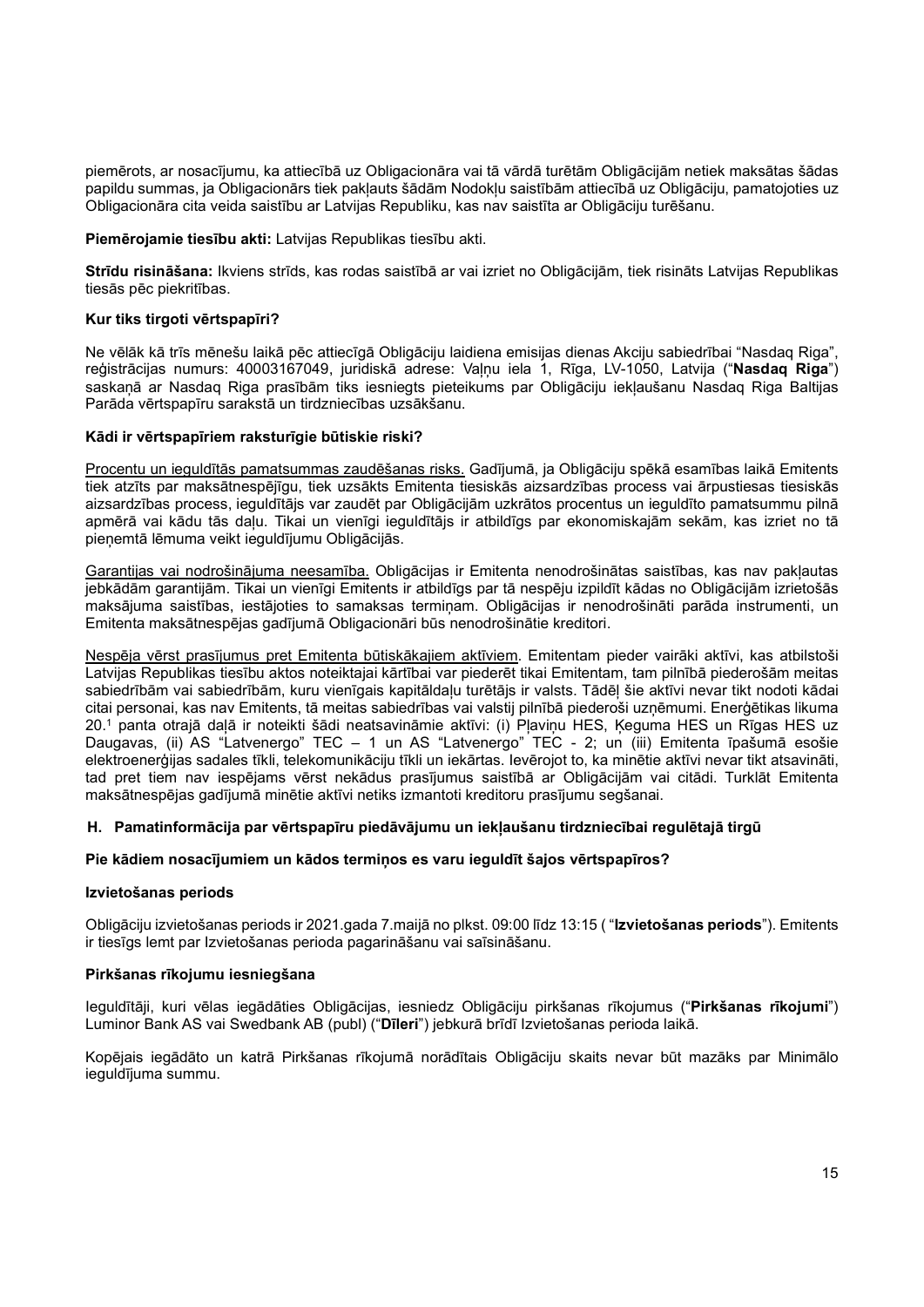piemērots, ar nosacījumu, ka attiecībā uz Obligacionāra vai tā vārdā turētām Obligācijām netiek maksātas šādas papildu summas, ja Obligacionārs tiek pakļauts šādām Nodokļu saistībām attiecībā uz Obligāciju, pamatojoties uz Obligacionāra cita veida saistību ar Latvijas Republiku, kas nav saistīta ar Obligāciju turēšanu.

**Piemērojamie tiesību akti:** Latvijas Republikas tiesību akti.

**Strīdu risināšana:** Ikviens strīds, kas rodas saistībā ar vai izriet no Obligācijām, tiek risināts Latvijas Republikas tiesās pēc piekritības.

**Kur tiks tirgoti vērtspapīri?**

Ne vēlāk kā trīs mēnešu laikā pēc attiecīgā Obligāciju laidiena emisijas dienas Akciju sabiedrībai "Nasdaq Riga", reģistrācijas numurs: 40003167049, juridiskā adrese: Vaļņu iela 1, Rīga, LV-1050, Latvija ("**Nasdaq Riga**") saskaņā ar Nasdaq Riga prasībām tiks iesniegts pieteikums par Obligāciju iekļaušanu Nasdaq Riga Baltijas Parāda vērtspapīru sarakstā un tirdzniecības uzsākšanu.

**Kādi ir vērtspapīriem raksturīgie būtiskie riski?**

<u>Procentu un ieguldītās pamatsummas zaudēšanas risks.</u> Gadījumā, ja Obligāciju spēkā esamības laikā Emitents tiek atzīts par maksātnespējīgu, tiek uzsākts Emitenta tiesiskās aizsardzības process vai ārpustiesas tiesiskās aizsardzības process, ieguldītājs var zaudēt par Obligācijām uzkrātos procentus un ieguldīto pamatsummu pilnā apmērā vai kādu tās daļu. Tikai un vienīgi ieguldītājs ir atbildīgs par ekonomiskajām sekām, kas izriet no tā pieņemtā lēmuma veikt ieguldījumu Obligācijās.

<u>Garantijas vai nodrošinājuma neesamība.</u> Obligācijas ir Emitenta nenodrošinātas saistības, kas nav pakļautas jebkādām garantijām. Tikai un vienīgi Emitents ir atbildīgs par tā nespēju izpildīt kādas no Obligācijām izrietošās maksājuma saistības, iestājoties to samaksas termiņam. Obligācijas ir nenodrošināti parāda instrumenti, un Emitenta maksātnespējas gadījumā Obligacionāri būs nenodrošinātie kreditori.

<u>Nespēja vērst prasījumus pret Emitenta būtiskākajiem aktīviem</u>. Emitentam pieder vairāki aktīvi, kas atbilstoši Latvijas Republikas tiesību aktos noteiktajai kārtībai var piederēt tikai Emitentam, tam pilnībā piederošām meitas sabiedrībām vai sabiedrībām, kuru vienīgais kapitāldaļu turētājs ir valsts. Tādēļ šie aktīvi nevar tikt nodoti kādai citai personai, kas nav Emitents, tā meitas sabiedrības vai valstij pilnībā piederoši uzņēmumi. Enerģētikas likuma 20.[1] panta otrajā daļā ir noteikti šādi neatsavināmie aktīvi: (i) Pļaviņu HES, Ķeguma HES un Rīgas HES uz Daugavas, (ii) AS "Latvenergo" TEC – 1 un AS "Latvenergo" TEC - 2; un (iii) Emitenta īpašumā esošie elektroenerģijas sadales tīkli, telekomunikāciju tīkli un iekārtas. Ievērojot to, ka minētie aktīvi nevar tikt atsavināti, tad pret tiem nav iespējams vērst nekādus prasījumus saistībā ar Obligācijām vai citādi. Turklāt Emitenta maksātnespējas gadījumā minētie aktīvi netiks izmantoti kreditoru prasījumu segšanai.

### H. Pamatinformācija par vērtspapīru piedāvājumu un iekļaušanu tirdzniecībai regulētajā tirgū

**Pie kādiem nosacījumiem un kādos termiņos es varu ieguldīt šajos vērtspapīros?**

**Izvietošanas periods**

Obligāciju izvietošanas periods ir 2021.gada 7.maijā no plkst. 09:00 līdz 13:15 ( "**Izvietošanas periods**"). Emitents ir tiesīgs lemt par Izvietošanas perioda pagarināšanu vai saīsināšanu.

**Pirkšanas rīkojumu iesniegšana**

Ieguldītāji, kuri vēlas iegādāties Obligācijas, iesniedz Obligāciju pirkšanas rīkojumus ("**Pirkšanas rīkojumi**") Luminor Bank AS vai Swedbank AB (publ) ("**Dīleri**") jebkurā brīdī Izvietošanas perioda laikā.

Kopējais iegādāto un katrā Pirkšanas rīkojumā norādītais Obligāciju skaits nevar būt mazāks par Minimālo ieguldījuma summu.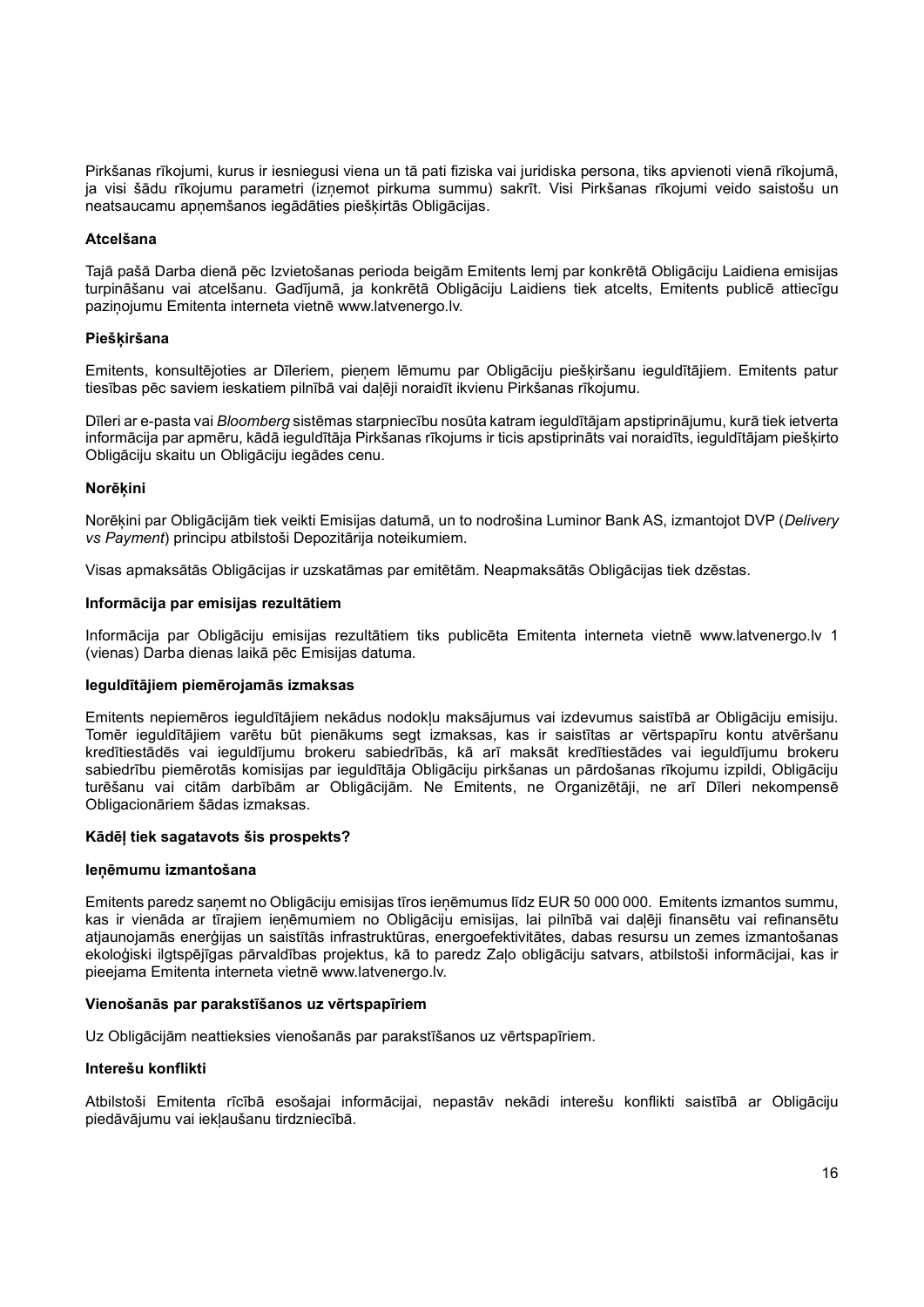Pirkšanas rīkojumi, kurus ir iesniegusi viena un tā pati fiziska vai juridiska persona, tiks apvienoti vienā rīkojumā, ja visi šādu rīkojumu parametri (izņemot pirkuma summu) sakrīt. Visi Pirkšanas rīkojumi veido saistošu un neatsaucamu apņemšanos iegādāties piešķirtās Obligācijas.

**Atcelšana**

Tajā pašā Darba dienā pēc Izvietošanas perioda beigām Emitents lemj par konkrētā Obligāciju Laidiena emisijas turpināšanu vai atcelšanu. Gadījumā, ja konkrētā Obligāciju Laidiens tiek atcelts, Emitents publicē attiecīgu paziņojumu Emitenta interneta vietnē www.latvenergo.lv.

**Piešķiršana**

Emitents, konsultējoties ar Dīleriem, pieņem lēmumu par Obligāciju piešķiršanu ieguldītājiem. Emitents patur tiesības pēc saviem ieskatiem pilnībā vai daļēji noraidīt ikvienu Pirkšanas rīkojumu.

Dīleri ar e-pasta vai *Bloomberg* sistēmas starpniecību nosūta katram ieguldītājam apstiprinājumu, kurā tiek ietverta informācija par apmēru, kādā ieguldītāja Pirkšanas rīkojums ir ticis apstiprināts vai noraidīts, ieguldītājam piešķirto Obligāciju skaitu un Obligāciju iegādes cenu.

**Norēķini**

Norēķini par Obligācijām tiek veikti Emisijas datumā, un to nodrošina Luminor Bank AS, izmantojot DVP (*Delivery vs Payment*) principu atbilstoši Depozitārija noteikumiem.

Visas apmaksātās Obligācijas ir uzskatāmas par emitētām. Neapmaksātās Obligācijas tiek dzēstas.

**Informācija par emisijas rezultātiem**

Informācija par Obligāciju emisijas rezultātiem tiks publicēta Emitenta interneta vietnē www.latvenergo.lv 1 (vienas) Darba dienas laikā pēc Emisijas datuma.

**Ieguldītājiem piemērojamās izmaksas**

Emitents nepiemēros ieguldītājiem nekādus nodokļu maksājumus vai izdevumus saistībā ar Obligāciju emisiju. Tomēr ieguldītājiem varētu būt pienākums segt izmaksas, kas ir saistītas ar vērtspapīru kontu atvēršanu kredītiestādēs vai ieguldījumu brokeru sabiedrībās, kā arī maksāt kredītiestādes vai ieguldījumu brokeru sabiedrību piemērotās komisijas par ieguldītāja Obligāciju pirkšanas un pārdošanas rīkojumu izpildi, Obligāciju turēšanu vai citām darbībām ar Obligācijām. Ne Emitents, ne Organizētāji, ne arī Dīleri nekompensē Obligacionāriem šādas izmaksas.

**Kādēļ tiek sagatavots šis prospekts?**

**Ieņēmumu izmantošana**

Emitents paredz saņemt no Obligāciju emisijas tīros ieņēmumus līdz EUR 50 000 000. Emitents izmantos summu, kas ir vienāda ar tīrajiem ieņēmumiem no Obligāciju emisijas, lai pilnībā vai daļēji finansētu vai refinansētu atjaunojamās enerģijas un saistītās infrastruktūras, energoefektivitātes, dabas resursu un zemes izmantošanas ekoloģiski ilgtspējīgas pārvaldības projektus, kā to paredz Zaļo obligāciju satvars, atbilstoši informācijai, kas ir pieejama Emitenta interneta vietnē www.latvenergo.lv.

**Vienošanās par parakstīšanos uz vērtspapīriem**

Uz Obligācijām neattieksies vienošanās par parakstīšanos uz vērtspapīriem.

**Interešu konflikti**

Atbilstoši Emitenta rīcībā esošajai informācijai, nepastāv nekādi interešu konflikti saistībā ar Obligāciju piedāvājumu vai iekļaušanu tirdzniecībā.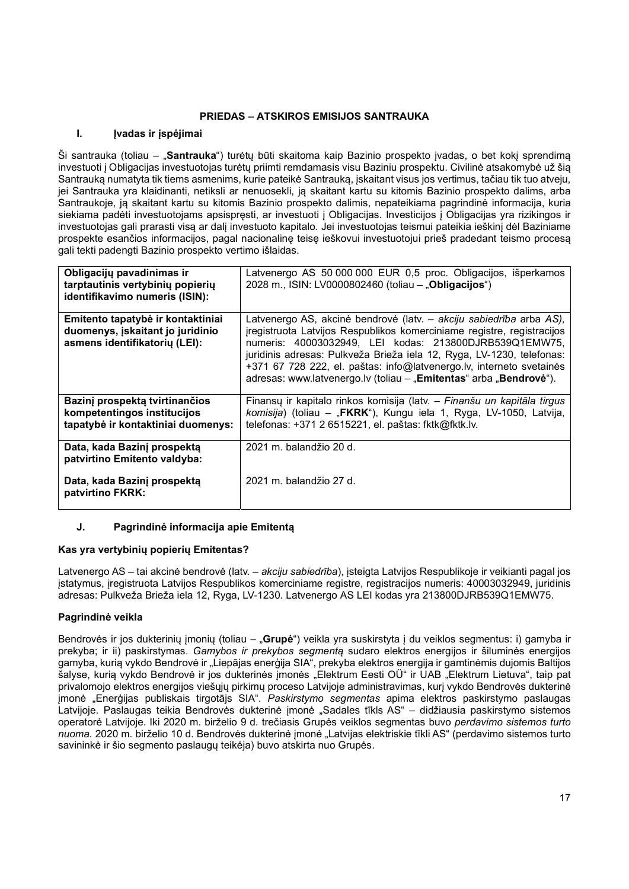## PRIEDAS – ATSKIROS EMISIJOS SANTRAUKA

### I. Įvadas ir įspėjimai

Ši santrauka (toliau – „**Santrauka**“) turėtų būti skaitoma kaip Bazinio prospekto įvadas, o bet kokį sprendimą investuoti į Obligacijas investuotojas turėtų priimti remdamasis visu Baziniu prospektu. Civilinė atsakomybė už šią Santrauką numatyta tik tiems asmenims, kurie pateikė Santrauką, įskaitant visus jos vertimus, tačiau tik tuo atveju, jei Santrauka yra klaidinanti, netiksli ar nenuosekli, ją skaitant kartu su kitomis Bazinio prospekto dalimis, arba Santraukoje, ją skaitant kartu su kitomis Bazinio prospekto dalimis, nepateikiama pagrindinė informacija, kuria siekiama padėti investuotojams apsispręsti, ar investuoti į Obligacijas. Investicijos į Obligacijas yra rizikingos ir investuotojas gali prarasti visą ar dalį investuoto kapitalo. Jei investuotojas teismui pateikia ieškinį dėl Baziniame prospekte esančios informacijos, pagal nacionalinę teisę ieškovui investuotojui prieš pradedant teismo procesą gali tekti padengti Bazinio prospekto vertimo išlaidas.

| | |
|---|---|
| **Obligacijų pavadinimas ir tarptautinis vertybinių popierių identifikavimo numeris (ISIN):** | Latvenergo AS 50 000 000 EUR 0,5 proc. Obligacijos, išperkamos 2028 m., ISIN: LV0000802460 (toliau – „**Obligacijos**“) |
| **Emitento tapatybė ir kontaktiniai duomenys, įskaitant jo juridinio asmens identifikatorių (LEI):** | Latvenergo AS, akcinė bendrovė (latv. – *akciju sabiedrība* arba *AS),* įregistruota Latvijos Respublikos komerciniame registre, registracijos numeris: 40003032949, LEI kodas: 213800DJRB539Q1EMW75, juridinis adresas: Pulkveža Brieža iela 12, Ryga, LV-1230, telefonas: +371 67 728 222, el. paštas: info@latvenergo.lv, interneto svetainės adresas: www.latvenergo.lv (toliau – „**Emitentas**“ arba „**Bendrovė**“). |
| **Bazinį prospektą tvirtinančios kompetentingos institucijos tapatybė ir kontaktiniai duomenys:** | Finansų ir kapitalo rinkos komisija (latv. – *Finanšu un kapitāla tirgus komisija*) (toliau – „**FKRK**“), Kungu iela 1, Ryga, LV-1050, Latvija, telefonas: +371 2 6515221, el. paštas: fktk@fktk.lv. |
| **Data, kada Bazinį prospektą patvirtino Emitento valdyba:** | 2021 m. balandžio 20 d. |
| **Data, kada Bazinį prospektą patvirtino FKRK:** | 2021 m. balandžio 27 d. |

### J. Pagrindinė informacija apie Emitentą

**Kas yra vertybinių popierių Emitentas?**

Latvenergo AS – tai akcinė bendrovė (latv. – *akciju sabiedrība*), įsteigta Latvijos Respublikoje ir veikianti pagal jos įstatymus, įregistruota Latvijos Respublikos komerciniame registre, registracijos numeris: 40003032949, juridinis adresas: Pulkveža Brieža iela 12, Ryga, LV-1230. Latvenergo AS LEI kodas yra 213800DJRB539Q1EMW75.

**Pagrindinė veikla**

Bendrovės ir jos dukterinių įmonių (toliau – „**Grupė**“) veikla yra suskirstyta į du veiklos segmentus: i) gamyba ir prekyba; ir ii) paskirstymas. *Gamybos ir prekybos segmentą* sudaro elektros energijos ir šiluminės energijos gamyba, kurią vykdo Bendrovė ir „Liepājas enerģija SIA“, prekyba elektros energija ir gamtinėmis dujomis Baltijos šalyse, kurią vykdo Bendrovė ir jos dukterinės įmonės „Elektrum Eesti OÜ“ ir UAB „Elektrum Lietuva“, taip pat privalomojo elektros energijos viešųjų pirkimų proceso Latvijoje administravimas, kurį vykdo Bendrovės dukterinė įmonė „Enerģijas publiskais tirgotājs SIA“. *Paskirstymo segmentas* apima elektros paskirstymo paslaugas Latvijoje. Paslaugas teikia Bendrovės dukterinė įmonė „Sadales tīkls AS“ – didžiausia paskirstymo sistemos operatorė Latvijoje. Iki 2020 m. birželio 9 d. trečiasis Grupės veiklos segmentas buvo *perdavimo sistemos turto nuoma*. 2020 m. birželio 10 d. Bendrovės dukterinė įmonė „Latvijas elektriskie tīkli AS“ (perdavimo sistemos turto savininkė ir šio segmento paslaugų teikėja) buvo atskirta nuo Grupės.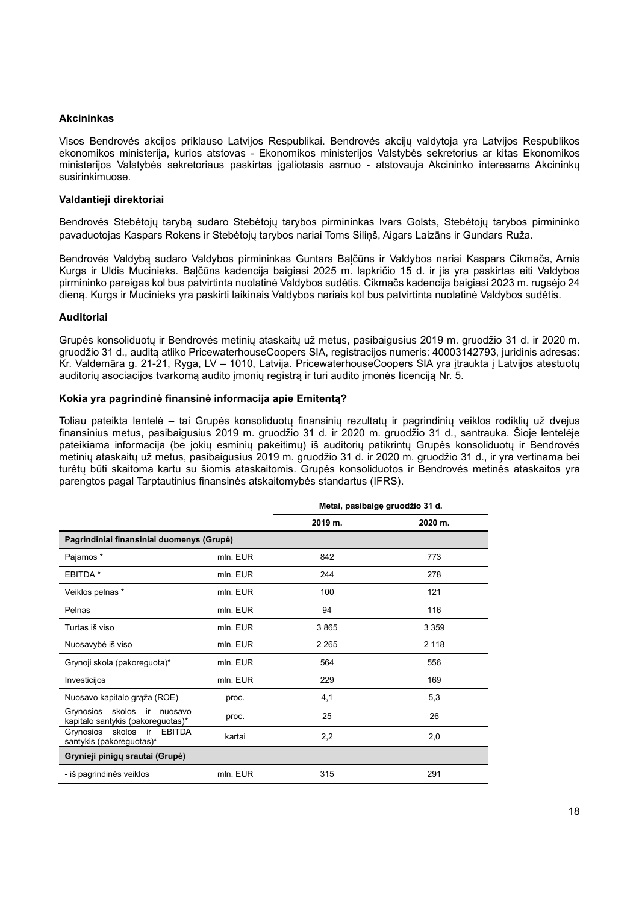### Akcininkas

Visos Bendrovės akcijos priklauso Latvijos Respublikai. Bendrovės akcijų valdytoja yra Latvijos Respublikos ekonomikos ministerija, kurios atstovas - Ekonomikos ministerijos Valstybės sekretorius ar kitas Ekonomikos ministerijos Valstybės sekretoriaus paskirtas įgaliotasis asmuo - atstovauja Akcininko interesams Akcininkų susirinkimuose.

### Valdantieji direktoriai

Bendrovės Stebėtojų tarybą sudaro Stebėtojų tarybos pirmininkas Ivars Golsts, Stebėtojų tarybos pirmininko pavaduotojas Kaspars Rokens ir Stebėtojų tarybos nariai Toms Siliņš, Aigars Laizāns ir Gundars Ruža.

Bendrovės Valdybą sudaro Valdybos pirmininkas Guntars Baļčūns ir Valdybos nariai Kaspars Cikmačs, Arnis Kurgs ir Uldis Mucinieks. Baļčūns kadencija baigiasi 2025 m. lapkričio 15 d. ir jis yra paskirtas eiti Valdybos pirmininko pareigas kol bus patvirtinta nuolatinė Valdybos sudėtis. Cikmačs kadencija baigiasi 2023 m. rugsėjo 24 dieną. Kurgs ir Mucinieks yra paskirti laikinais Valdybos nariais kol bus patvirtinta nuolatinė Valdybos sudėtis.

### Auditoriai

Grupės konsoliduotų ir Bendrovės metinių ataskaitų už metus, pasibaigusius 2019 m. gruodžio 31 d. ir 2020 m. gruodžio 31 d., auditą atliko PricewaterhouseCoopers SIA, registracijos numeris: 40003142793, juridinis adresas: Kr. Valdemāra g. 21-21, Ryga, LV – 1010, Latvija. PricewaterhouseCoopers SIA yra įtraukta į Latvijos atestuotų auditorių asociacijos tvarkomą audito įmonių registrą ir turi audito įmonės licenciją Nr. 5.

### Kokia yra pagrindinė finansinė informacija apie Emitentą?

Toliau pateikta lentelė – tai Grupės konsoliduotų finansinių rezultatų ir pagrindinių veiklos rodiklių už dvejus finansinius metus, pasibaigusius 2019 m. gruodžio 31 d. ir 2020 m. gruodžio 31 d., santrauka. Šioje lentelėje pateikiama informacija (be jokių esminių pakeitimų) iš auditorių patikrintų Grupės konsoliduotų ir Bendrovės metinių ataskaitų už metus, pasibaigusius 2019 m. gruodžio 31 d. ir 2020 m. gruodžio 31 d., ir yra vertinama bei turėtų būti skaitoma kartu su šiomis ataskaitomis. Grupės konsoliduotos ir Bendrovės metinės ataskaitos yra parengtos pagal Tarptautinius finansinės atskaitomybės standartus (IFRS).

| | | Metai, pasibaigę gruodžio 31 d. | |
|---|---|---|---|
| | | 2019 m. | 2020 m. |
| **Pagrindiniai finansiniai duomenys (Grupė)** | | | |
| Pajamos * | mln. EUR | 842 | 773 |
| EBITDA * | mln. EUR | 244 | 278 |
| Veiklos pelnas * | mln. EUR | 100 | 121 |
| Pelnas | mln. EUR | 94 | 116 |
| Turtas iš viso | mln. EUR | 3 865 | 3 359 |
| Nuosavybė iš viso | mln. EUR | 2 265 | 2 118 |
| Grynoji skola (pakoreguota)* | mln. EUR | 564 | 556 |
| Investicijos | mln. EUR | 229 | 169 |
| Nuosavo kapitalo grąža (ROE) | proc. | 4,1 | 5,3 |
| Grynosios skolos ir nuosavo kapitalo santykis (pakoreguotas)* | proc. | 25 | 26 |
| Grynosios skolos ir EBITDA santykis (pakoreguotas)* | kartai | 2,2 | 2,0 |
| **Grynieji pinigų srautai (Grupė)** | | | |
| - iš pagrindinės veiklos | mln. EUR | 315 | 291 |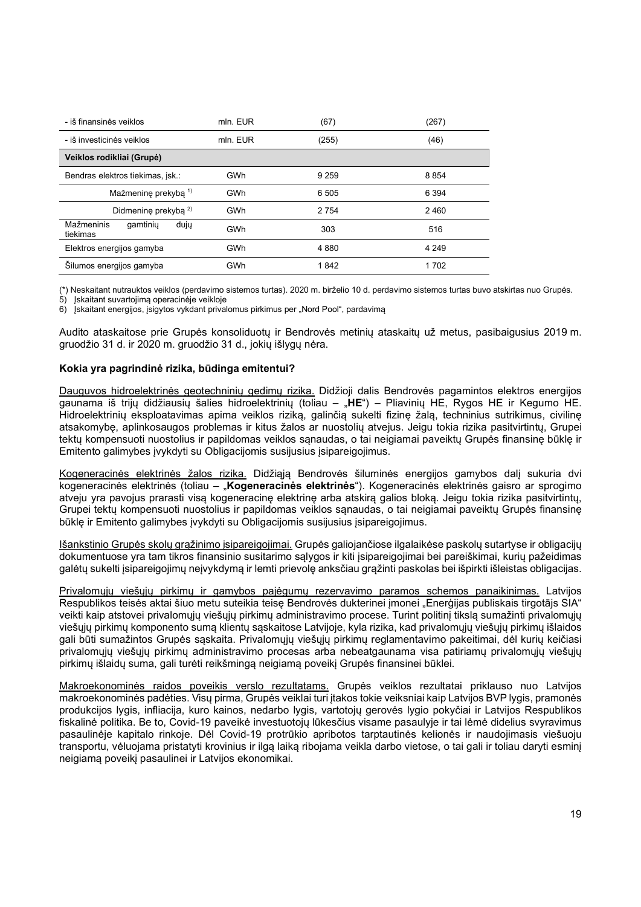| - iš finansinės veiklos | mln. EUR | (67) | (267) |
|---|---|---|---|
| - iš investicinės veiklos | mln. EUR | (255) | (46) |
| **Veiklos rodikliai (Grupė)** | | | |
| Bendras elektros tiekimas, įsk.: | GWh | 9 259 | 8 854 |
| Mažmeninę prekybą [1] | GWh | 6 505 | 6 394 |
| Didmeninę prekybą [2] | GWh | 2 754 | 2 460 |
| Mažmeninis gamtinių dujų tiekimas | GWh | 303 | 516 |
| Elektros energijos gamyba | GWh | 4 880 | 4 249 |
| Šilumos energijos gamyba | GWh | 1 842 | 1 702 |

(*) Neskaitant nutrauktos veiklos (perdavimo sistemos turtas). 2020 m. birželio 10 d. perdavimo sistemos turtas buvo atskirtas nuo Grupės.
5) Įskaitant suvartojimą operacinėje veikloje
6) Įskaitant energijos, įsigytos vykdant privalomus pirkimus per „Nord Pool", pardavimą

Audito ataskaitose prie Grupės konsoliduotų ir Bendrovės metinių ataskaitų už metus, pasibaigusius 2019 m. gruodžio 31 d. ir 2020 m. gruodžio 31 d., jokių išlygų nėra.

**Kokia yra pagrindinė rizika, būdinga emitentui?**

Dauguvos hidroelektrinės geotechninių gedimų rizika. Didžioji dalis Bendrovės pagamintos elektros energijos gaunama iš trijų didžiausių šalies hidroelektrinių (toliau – „**HE**") – Pliavinių HE, Rygos HE ir Kegumo HE. Hidroelektrinių eksploatavimas apima veiklos riziką, galinčią sukelti fizinę žalą, techninius sutrikimus, civilinę atsakomybę, aplinkosaugos problemas ir kitus žalos ar nuostolių atvejus. Jeigu tokia rizika pasitvirtintų, Grupei tektų kompensuoti nuostolius ir papildomas veiklos sąnaudas, o tai neigiamai paveiktų Grupės finansinę būklę ir Emitento galimybes įvykdyti su Obligacijomis susijusius įsipareigojimus.

Kogeneracinės elektrinės žalos rizika. Didžiąją Bendrovės šiluminės energijos gamybos dalį sukuria dvi kogeneracinės elektrinės (toliau – „**Kogeneracinės elektrinės**"). Kogeneracinės elektrinės gaisro ar sprogimo atveju yra pavojus prarasti visą kogeneracinę elektrinę arba atskirą galios bloką. Jeigu tokia rizika pasitvirtintų, Grupei tektų kompensuoti nuostolius ir papildomas veiklos sąnaudas, o tai neigiamai paveiktų Grupės finansinę būklę ir Emitento galimybes įvykdyti su Obligacijomis susijusius įsipareigojimus.

Išankstinio Grupės skolų grąžinimo įsipareigojimai. Grupės galiojančiose ilgalaikėse paskolų sutartyse ir obligacijų dokumentuose yra tam tikros finansinio susitarimo sąlygos ir kiti įsipareigojimai bei pareiškimai, kurių pažeidimas galėtų sukelti įsipareigojimų neįvykdymą ir lemti prievolę anksčiau grąžinti paskolas bei išpirkti išleistas obligacijas.

Privalomųjų viešųjų pirkimų ir gamybos pajėgumų rezervavimo paramos schemos panaikinimas. Latvijos Respublikos teisės aktai šiuo metu suteikia teisę Bendrovės dukterinei įmonei „Enerģijas publiskais tirgotājs SIA" veikti kaip atstovei privalomųjų viešųjų pirkimų administravimo procese. Turint politinį tikslą sumažinti privalomųjų viešųjų pirkimų komponento sumą klientų sąskaitose Latvijoje, kyla rizika, kad privalomųjų viešųjų pirkimų išlaidos gali būti sumažintos Grupės sąskaita. Privalomųjų viešųjų pirkimų reglamentavimo pakeitimai, dėl kurių keičiasi privalomųjų viešųjų pirkimų administravimo procesas arba nebeatgaunama visa patiriamų privalomųjų viešųjų pirkimų išlaidų suma, gali turėti reikšmingą neigiamą poveikį Grupės finansinei būklei.

Makroekonominės raidos poveikis verslo rezultatams. Grupės veiklos rezultatai priklauso nuo Latvijos makroekonominės padėties. Visų pirma, Grupės veiklai turi įtakos tokie veiksniai kaip Latvijos BVP lygis, pramonės produkcijos lygis, infliacija, kuro kainos, nedarbo lygis, vartotojų gerovės lygio pokyčiai ir Latvijos Respublikos fiskalinė politika. Be to, Covid-19 paveikė investuotojų lūkesčius visame pasaulyje ir tai lėmė didelius svyravimus pasaulinėje kapitalo rinkoje. Dėl Covid-19 protrūkio apribotos tarptautinės kelionės ir naudojimasis viešuoju transportu, vėluojama pristatyti krovinius ir ilgą laiką ribojama veikla darbo vietose, o tai gali ir toliau daryti esminį neigiamą poveikį pasaulinei ir Latvijos ekonomikai.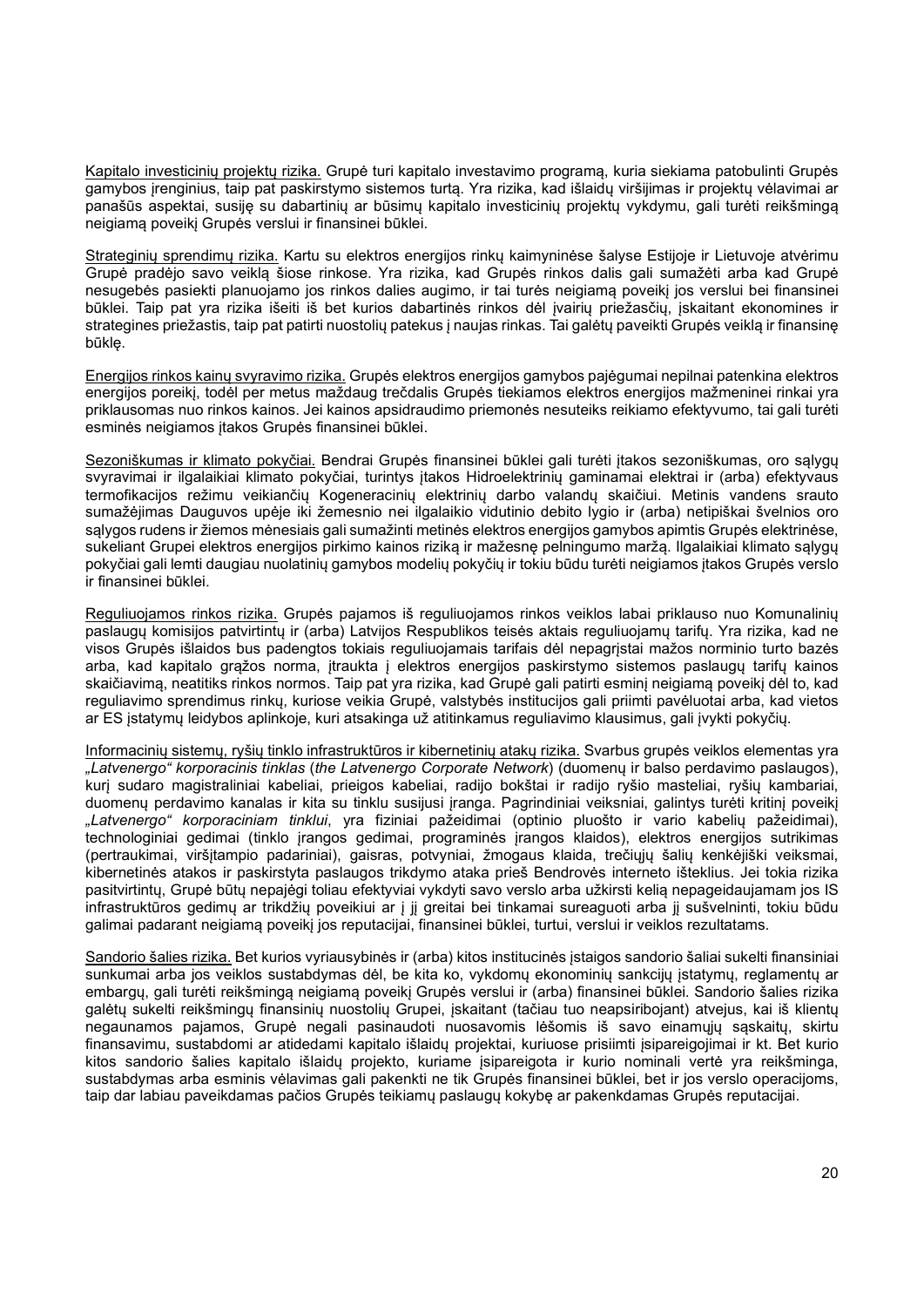Kapitalo investicinių projektų rizika. Grupė turi kapitalo investavimo programą, kuria siekiama patobulinti Grupės gamybos įrenginius, taip pat paskirstymo sistemos turtą. Yra rizika, kad išlaidų viršijimas ir projektų vėlavimai ar panašūs aspektai, susiję su dabartinių ar būsimų kapitalo investicinių projektų vykdymu, gali turėti reikšmingą neigiamą poveikį Grupės verslui ir finansinei būklei.

Strateginių sprendimų rizika. Kartu su elektros energijos rinkų kaimyninėse šalyse Estijoje ir Lietuvoje atvėrimu Grupė pradėjo savo veiklą šiose rinkose. Yra rizika, kad Grupės rinkos dalis gali sumažėti arba kad Grupė nesugebės pasiekti planuojamo jos rinkos dalies augimo, ir tai turės neigiamą poveikį jos verslui bei finansinei būklei. Taip pat yra rizika išeiti iš bet kurios dabartinės rinkos dėl įvairių priežasčių, įskaitant ekonomines ir strategines priežastis, taip pat patirti nuostolių patekus į naujas rinkas. Tai galėtų paveikti Grupės veiklą ir finansinę būklę.

Energijos rinkos kainų svyravimo rizika. Grupės elektros energijos gamybos pajėgumai nepilnai patenkina elektros energijos poreikį, todėl per metus maždaug trečdalis Grupės tiekiamos elektros energijos mažmeninei rinkai yra priklausomas nuo rinkos kainos. Jei kainos apsidraudimo priemonės nesuteiks reikiamo efektyvumo, tai gali turėti esminės neigiamos įtakos Grupės finansinei būklei.

Sezoniškumas ir klimato pokyčiai. Bendrai Grupės finansinei būklei gali turėti įtakos sezoniškumas, oro sąlygų svyravimai ir ilgalaikiai klimato pokyčiai, turintys įtakos Hidroelektrinių gaminamai elektrai ir (arba) efektyvaus termofikacijos režimu veikiančių Kogeneracinių elektrinių darbo valandų skaičiui. Metinis vandens srauto sumažėjimas Dauguvos upėje iki žemesnio nei ilgalaikio vidutinio debito lygio ir (arba) netipiškai švelnios oro sąlygos rudens ir žiemos mėnesiais gali sumažinti metinės elektros energijos gamybos apimtis Grupės elektrinėse, sukeliant Grupei elektros energijos pirkimo kainos riziką ir mažesnę pelningumo maržą. Ilgalaikiai klimato sąlygų pokyčiai gali lemti daugiau nuolatinių gamybos modelių pokyčių ir tokiu būdu turėti neigiamos įtakos Grupės verslo ir finansinei būklei.

Reguliuojamos rinkos rizika. Grupės pajamos iš reguliuojamos rinkos veiklos labai priklauso nuo Komunalinių paslaugų komisijos patvirtintų ir (arba) Latvijos Respublikos teisės aktais reguliuojamų tarifų. Yra rizika, kad ne visos Grupės išlaidos bus padengtos tokiais reguliuojamais tarifais dėl nepagrįstai mažos norminio turto bazės arba, kad kapitalo grąžos norma, įtraukta į elektros energijos paskirstymo sistemos paslaugų tarifų kainos skaičiavimą, neatitiks rinkos normos. Taip pat yra rizika, kad Grupė gali patirti esminį neigiamą poveikį dėl to, kad reguliavimo sprendimus rinkų, kuriose veikia Grupė, valstybės institucijos gali priimti pavėluotai arba, kad vietos ar ES įstatymų leidybos aplinkoje, kuri atsakinga už atitinkamus reguliavimo klausimus, gali įvykti pokyčių.

Informacinių sistemų, ryšių tinklo infrastruktūros ir kibernetinių atakų rizika. Svarbus grupės veiklos elementas yra *„Latvenergo" korporacinis tinklas* (*the Latvenergo Corporate Network*) (duomenų ir balso perdavimo paslaugos), kurį sudaro magistraliniai kabeliai, prieigos kabeliai, radijo bokštai ir radijo ryšio masteliai, ryšių kambariai, duomenų perdavimo kanalas ir kita su tinklu susijusi įranga. Pagrindiniai veiksniai, galintys turėti kritinį poveikį *„Latvenergo" korporaciniam tinklui*, yra fiziniai pažeidimai (optinio pluošto ir vario kabelių pažeidimai), technologiniai gedimai (tinklo įrangos gedimai, programinės įrangos klaidos), elektros energijos sutrikimas (pertraukimai, viršįtampio padariniai), gaisras, potvyniai, žmogaus klaida, trečiųjų šalių kenkėjiški veiksmai, kibernetinės atakos ir paskirstyta paslaugos trikdymo ataka prieš Bendrovės interneto išteklius. Jei tokia rizika pasitvirtintų, Grupė būtų nepajėgi toliau efektyviai vykdyti savo verslo arba užkirsti kelią nepageidaujamam jos IS infrastruktūros gedimų ar trikdžių poveikiui ar į jį greitai bei tinkamai sureaguoti arba jį sušvelninti, tokiu būdu galimai padarant neigiamą poveikį jos reputacijai, finansinei būklei, turtui, verslui ir veiklos rezultatams.

Sandorio šalies rizika. Bet kurios vyriausybinės ir (arba) kitos institucinės įstaigos sandorio šaliai sukelti finansiniai sunkumai arba jos veiklos sustabdymas dėl, be kita ko, vykdomų ekonominių sankcijų įstatymų, reglamentų ar embargų, gali turėti reikšmingą neigiamą poveikį Grupės verslui ir (arba) finansinei būklei. Sandorio šalies rizika galėtų sukelti reikšmingų finansinių nuostolių Grupei, įskaitant (tačiau tuo neapsiribojant) atvejus, kai iš klientų negaunamos pajamos, Grupė negali pasinaudoti nuosavomis lėšomis iš savo einamųjų sąskaitų, skirtu finansavimu, sustabdomi ar atidedami kapitalo išlaidų projektai, kuriuose prisiimti įsipareigojimai ir kt. Bet kurio kitos sandorio šalies kapitalo išlaidų projekto, kuriame įsipareigota ir kurio nominali vertė yra reikšminga, sustabdymas arba esminis vėlavimas gali pakenkti ne tik Grupės finansinei būklei, bet ir jos verslo operacijoms, taip dar labiau paveikdamas pačios Grupės teikiamų paslaugų kokybę ar pakenkdamas Grupės reputacijai.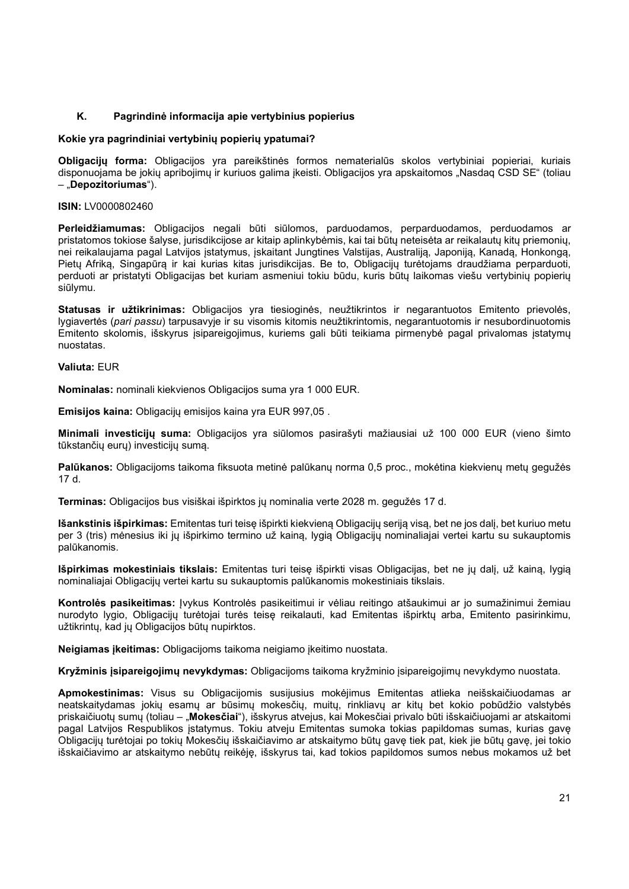## K. Pagrindinė informacija apie vertybinius popierius

### Kokie yra pagrindiniai vertybinių popierių ypatumai?

**Obligacijų forma:** Obligacijos yra pareikštinės formos nematerialūs skolos vertybiniai popieriai, kuriais disponuojama be jokių apribojimų ir kuriuos galima įkeisti. Obligacijos yra apskaitomos „Nasdaq CSD SE" (toliau – „**Depozitoriumas**").

**ISIN:** LV0000802460

**Perleidžiamumas:** Obligacijos negali būti siūlomos, parduodamos, perparduodamos, perduodamos ar pristatomos tokiose šalyse, jurisdikcijose ar kitaip aplinkybėmis, kai tai būtų neteisėta ar reikalautų kitų priemonių, nei reikalaujama pagal Latvijos įstatymus, įskaitant Jungtines Valstijas, Australiją, Japoniją, Kanadą, Honkongą, Pietų Afriką, Singapūrą ir kai kurias kitas jurisdikcijas. Be to, Obligacijų turėtojams draudžiama perparduoti, perduoti ar pristatyti Obligacijas bet kuriam asmeniui tokiu būdu, kuris būtų laikomas viešu vertybinių popierių siūlymu.

**Statusas ir užtikrinimas:** Obligacijos yra tiesioginės, neužtikrintos ir negarantuotos Emitento prievolės, lygiavertės (*pari passu*) tarpusavyje ir su visomis kitomis neužtikrintomis, negarantuotomis ir nesubordinuotomis Emitento skolomis, išskyrus įsipareigojimus, kuriems gali būti teikiama pirmenybė pagal privalomas įstatymų nuostatas.

**Valiuta:** EUR

**Nominalas:** nominali kiekvienos Obligacijos suma yra 1 000 EUR.

**Emisijos kaina:** Obligacijų emisijos kaina yra EUR 997,05 .

**Minimali investicijų suma:** Obligacijos yra siūlomos pasirašyti mažiausiai už 100 000 EUR (vieno šimto tūkstančių eurų) investicijų sumą.

**Palūkanos:** Obligacijoms taikoma fiksuota metinė palūkanų norma 0,5 proc., mokėtina kiekvienų metų gegužės 17 d.

**Terminas:** Obligacijos bus visiškai išpirktos jų nominalia verte 2028 m. gegužės 17 d.

**Išankstinis išpirkimas:** Emitentas turi teisę išpirkti kiekvieną Obligacijų seriją visą, bet ne jos dalį, bet kuriuo metu per 3 (tris) mėnesius iki jų išpirkimo termino už kainą, lygią Obligacijų nominaliajai vertei kartu su sukauptomis palūkanomis.

**Išpirkimas mokestiniais tikslais:** Emitentas turi teisę išpirkti visas Obligacijas, bet ne jų dalį, už kainą, lygią nominaliajai Obligacijų vertei kartu su sukauptomis palūkanomis mokestiniais tikslais.

**Kontrolės pasikeitimas:** Įvykus Kontrolės pasikeitimui ir vėliau reitingo atšaukimui ar jo sumažinimui žemiau nurodyto lygio, Obligacijų turėtojai turės teisę reikalauti, kad Emitentas išpirktų arba, Emitento pasirinkimu, užtikrintų, kad jų Obligacijos būtų nupirktos.

**Neigiamas įkeitimas:** Obligacijoms taikoma neigiamo įkeitimo nuostata.

**Kryžminis įsipareigojimų nevykdymas:** Obligacijoms taikoma kryžminio įsipareigojimų nevykdymo nuostata.

**Apmokestinimas:** Visus su Obligacijomis susijusius mokėjimus Emitentas atlieka neišskaičiuodamas ar neatskaitydamas jokių esamų ar būsimų mokesčių, muitų, rinkliavų ar kitų bet kokio pobūdžio valstybės priskaičiuotų sumų (toliau – „**Mokesčiai**"), išskyrus atvejus, kai Mokesčiai privalo būti išskaičiuojami ar atskaitomi pagal Latvijos Respublikos įstatymus. Tokiu atveju Emitentas sumoka tokias papildomas sumas, kurias gavę Obligacijų turėtojai po tokių Mokesčių išskaičiavimo ar atskaitymo būtų gavę tiek pat, kiek jie būtų gavę, jei tokio išskaičiavimo ar atskaitymo nebūtų reikėję, išskyrus tai, kad tokios papildomos sumos nebus mokamos už bet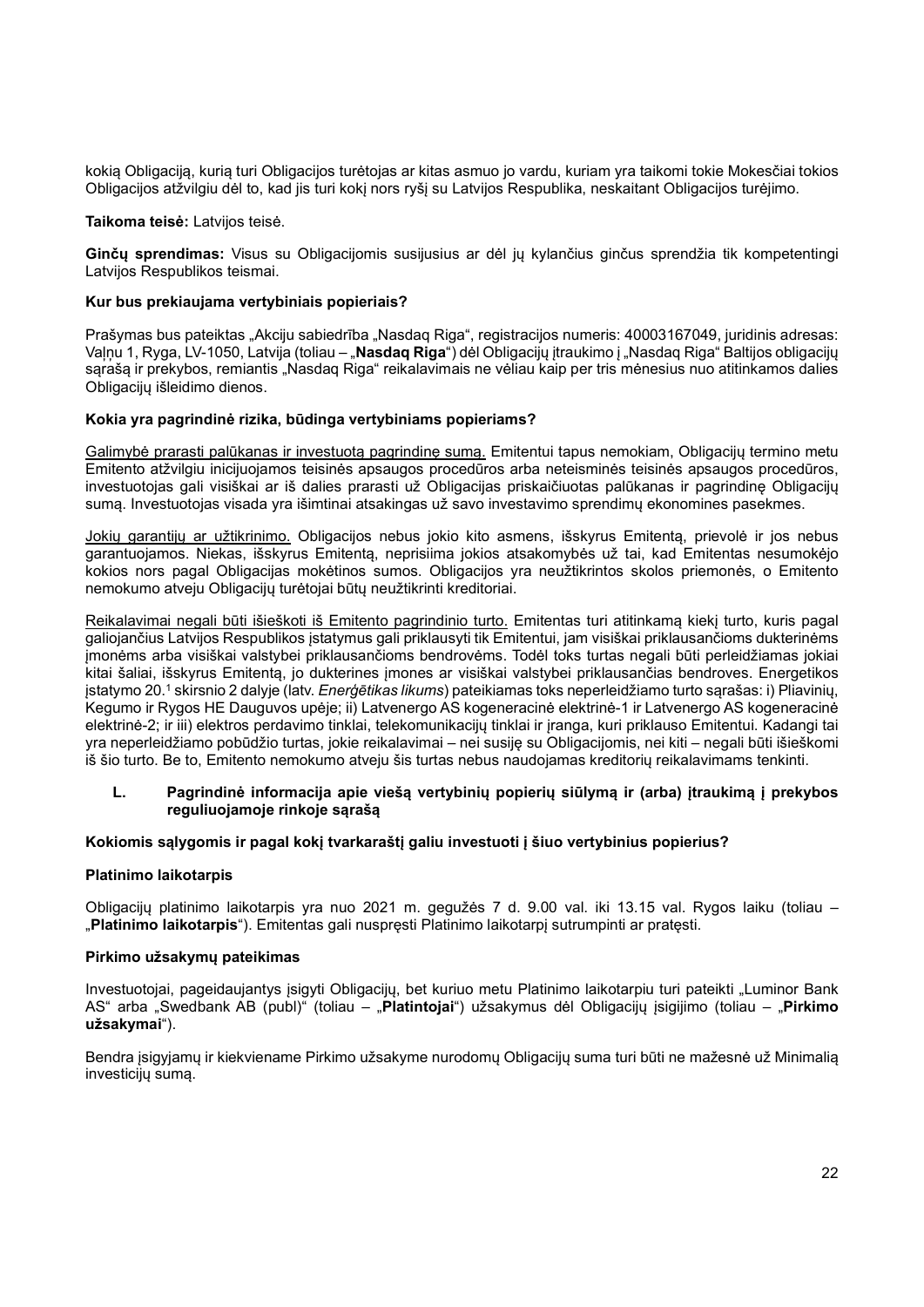kokią Obligaciją, kurią turi Obligacijos turėtojas ar kitas asmuo jo vardu, kuriam yra taikomi tokie Mokesčiai tokios Obligacijos atžvilgiu dėl to, kad jis turi kokį nors ryšį su Latvijos Respublika, neskaitant Obligacijos turėjimo.

**Taikoma teisė:** Latvijos teisė.

**Ginčų sprendimas:** Visus su Obligacijomis susijusius ar dėl jų kylančius ginčus sprendžia tik kompetentingi Latvijos Respublikos teismai.

**Kur bus prekiaujama vertybiniais popieriais?**

Prašymas bus pateiktas „Akciju sabiedrība „Nasdaq Riga", registracijos numeris: 40003167049, juridinis adresas: Vaļņu 1, Ryga, LV-1050, Latvija (toliau – „**Nasdaq Riga**") dėl Obligacijų įtraukimo į „Nasdaq Riga" Baltijos obligacijų sąrašą ir prekybos, remiantis „Nasdaq Riga" reikalavimais ne vėliau kaip per tris mėnesius nuo atitinkamos dalies Obligacijų išleidimo dienos.

**Kokia yra pagrindinė rizika, būdinga vertybiniams popieriams?**

Galimybė prarasti palūkanas ir investuotą pagrindinę sumą. Emitentui tapus nemokiam, Obligacijų termino metu Emitento atžvilgiu inicijuojamos teisinės apsaugos procedūros arba neteisminės teisinės apsaugos procedūros, investuotojas gali visiškai ar iš dalies prarasti už Obligacijas priskaičiuotas palūkanas ir pagrindinę Obligacijų sumą. Investuotojas visada yra išimtinai atsakingas už savo investavimo sprendimų ekonomines pasekmes.

Jokių garantijų ar užtikrinimo. Obligacijos nebus jokio kito asmens, išskyrus Emitentą, prievolė ir jos nebus garantuojamos. Niekas, išskyrus Emitentą, neprisiima jokios atsakomybės už tai, kad Emitentas nesumokėjo kokios nors pagal Obligacijas mokėtinos sumos. Obligacijos yra neužtikrintos skolos priemonės, o Emitento nemokumo atveju Obligacijų turėtojai būtų neužtikrinti kreditoriai.

Reikalavimai negali būti išieškoti iš Emitento pagrindinio turto. Emitentas turi atitinkamą kiekį turto, kuris pagal galiojančius Latvijos Respublikos įstatymus gali priklausyti tik Emitentui, jam visiškai priklausančioms dukterinėms įmonėms arba visiškai valstybei priklausančioms bendrovėms. Todėl toks turtas negali būti perleidžiamas jokiai kitai šaliai, išskyrus Emitentą, jo dukterines įmones ar visiškai valstybei priklausančias bendroves. Energetikos įstatymo 20.[1] skirsnio 2 dalyje (latv. *Enerģētikas likums*) pateikiamas toks neperleidžiamo turto sąrašas: i) Pliavinių, Kegumo ir Rygos HE Dauguvos upėje; ii) Latvenergo AS kogeneracinė elektrinė-1 ir Latvenergo AS kogeneracinė elektrinė-2; ir iii) elektros perdavimo tinklai, telekomunikacijų tinklai ir įranga, kuri priklauso Emitentui. Kadangi tai yra neperleidžiamo pobūdžio turtas, jokie reikalavimai – nei susiję su Obligacijomis, nei kiti – negali būti išieškomi iš šio turto. Be to, Emitento nemokumo atveju šis turtas nebus naudojamas kreditorių reikalavimams tenkinti.

## L. Pagrindinė informacija apie viešą vertybinių popierių siūlymą ir (arba) įtraukimą į prekybos reguliuojamoje rinkoje sąrašą

**Kokiomis sąlygomis ir pagal kokį tvarkaraštį galiu investuoti į šiuo vertybinius popierius?**

**Platinimo laikotarpis**

Obligacijų platinimo laikotarpis yra nuo 2021 m. gegužės 7 d. 9.00 val. iki 13.15 val. Rygos laiku (toliau – „**Platinimo laikotarpis**"). Emitentas gali nuspręsti Platinimo laikotarpį sutrumpinti ar pratęsti.

**Pirkimo užsakymų pateikimas**

Investuotojai, pageidaujantys įsigyti Obligacijų, bet kuriuo metu Platinimo laikotarpiu turi pateikti „Luminor Bank AS" arba „Swedbank AB (publ)" (toliau – „**Platintojai**") užsakymus dėl Obligacijų įsigijimo (toliau – „**Pirkimo užsakymai**").

Bendra įsigyjamų ir kiekviename Pirkimo užsakyme nurodomų Obligacijų suma turi būti ne mažesnė už Minimalią investicijų sumą.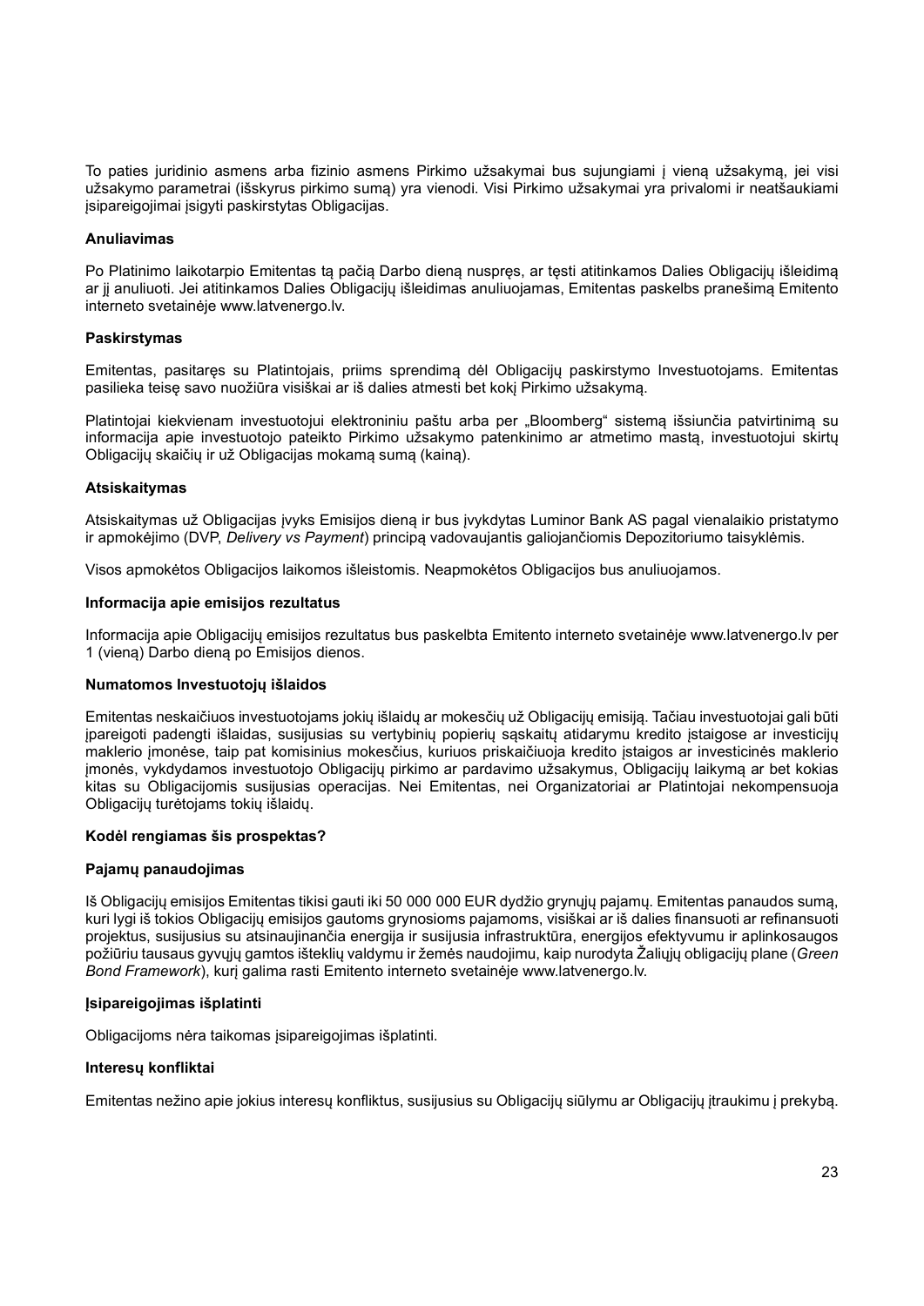To paties juridinio asmens arba fizinio asmens Pirkimo užsakymai bus sujungiami į vieną užsakymą, jei visi užsakymo parametrai (išskyrus pirkimo sumą) yra vienodi. Visi Pirkimo užsakymai yra privalomi ir neatšaukiami įsipareigojimai įsigyti paskirstytas Obligacijas.

**Anuliavimas**

Po Platinimo laikotarpio Emitentas tą pačią Darbo dieną nuspręs, ar tęsti atitinkamos Dalies Obligacijų išleidimą ar jį anuliuoti. Jei atitinkamos Dalies Obligacijų išleidimas anuliuojamas, Emitentas paskelbs pranešimą Emitento interneto svetainėje www.latvenergo.lv.

**Paskirstymas**

Emitentas, pasitaręs su Platintojais, priims sprendimą dėl Obligacijų paskirstymo Investuotojams. Emitentas pasilieka teisę savo nuožiūra visiškai ar iš dalies atmesti bet kokį Pirkimo užsakymą.

Platintojai kiekvienam investuotojui elektroniniu paštu arba per „Bloomberg" sistemą išsiunčia patvirtinimą su informacija apie investuotojo pateikto Pirkimo užsakymo patenkinimo ar atmetimo mastą, investuotojui skirtų Obligacijų skaičių ir už Obligacijas mokamą sumą (kainą).

**Atsiskaitymas**

Atsiskaitymas už Obligacijas įvyks Emisijos dieną ir bus įvykdytas Luminor Bank AS pagal vienalaikio pristatymo ir apmokėjimo (DVP, *Delivery vs Payment*) principą vadovaujantis galiojančiomis Depozitoriumo taisyklėmis.

Visos apmokėtos Obligacijos laikomos išleistomis. Neapmokėtos Obligacijos bus anuliuojamos.

**Informacija apie emisijos rezultatus**

Informacija apie Obligacijų emisijos rezultatus bus paskelbta Emitento interneto svetainėje www.latvenergo.lv per 1 (vieną) Darbo dieną po Emisijos dienos.

**Numatomos Investuotojų išlaidos**

Emitentas neskaičiuos investuotojams jokių išlaidų ar mokesčių už Obligacijų emisiją. Tačiau investuotojai gali būti įpareigoti padengti išlaidas, susijusias su vertybinių popierių sąskaitų atidarymu kredito įstaigose ar investicijų maklerio įmonėse, taip pat komisinius mokesčius, kuriuos priskaičiuoja kredito įstaigos ar investicinės maklerio įmonės, vykdydamos investuotojo Obligacijų pirkimo ar pardavimo užsakymus, Obligacijų laikymą ar bet kokias kitas su Obligacijomis susijusias operacijas. Nei Emitentas, nei Organizatoriai ar Platintojai nekompensuoja Obligacijų turėtojams tokių išlaidų.

**Kodėl rengiamas šis prospektas?**

**Pajamų panaudojimas**

Iš Obligacijų emisijos Emitentas tikisi gauti iki 50 000 000 EUR dydžio grynųjų pajamų. Emitentas panaudos sumą, kuri lygi iš tokios Obligacijų emisijos gautoms grynosioms pajamoms, visiškai ar iš dalies finansuoti ar refinansuoti projektus, susijusius su atsinaujinančia energija ir susijusia infrastruktūra, energijos efektyvumu ir aplinkosaugos požiūriu tausaus gyvųjų gamtos išteklių valdymu ir žemės naudojimu, kaip nurodyta Žaliųjų obligacijų plane (*Green Bond Framework*), kurį galima rasti Emitento interneto svetainėje www.latvenergo.lv.

**Įsipareigojimas išplatinti**

Obligacijoms nėra taikomas įsipareigojimas išplatinti.

**Interesų konfliktai**

Emitentas nežino apie jokius interesų konfliktus, susijusius su Obligacijų siūlymu ar Obligacijų įtraukimu į prekybą.